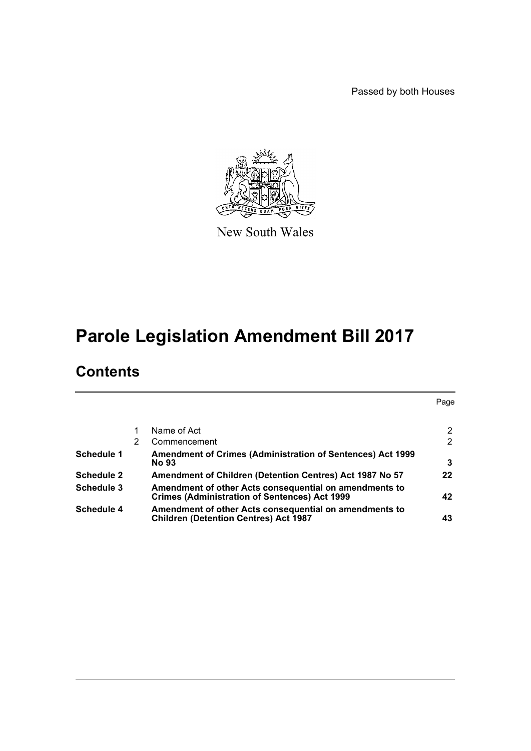Passed by both Houses

New South Wales

# Parole Legislation Amendment Bill 2017

## Contents

| | | | Page |
|---|---|---|---|
| | 1 | Name of Act | 2 |
| | 2 | Commencement | 2 |
| **Schedule 1** | | **Amendment of Crimes (Administration of Sentences) Act 1999 No 93** | **3** |
| **Schedule 2** | | **Amendment of Children (Detention Centres) Act 1987 No 57** | **22** |
| **Schedule 3** | | **Amendment of other Acts consequential on amendments to Crimes (Administration of Sentences) Act 1999** | **42** |
| **Schedule 4** | | **Amendment of other Acts consequential on amendments to Children (Detention Centres) Act 1987** | **43** |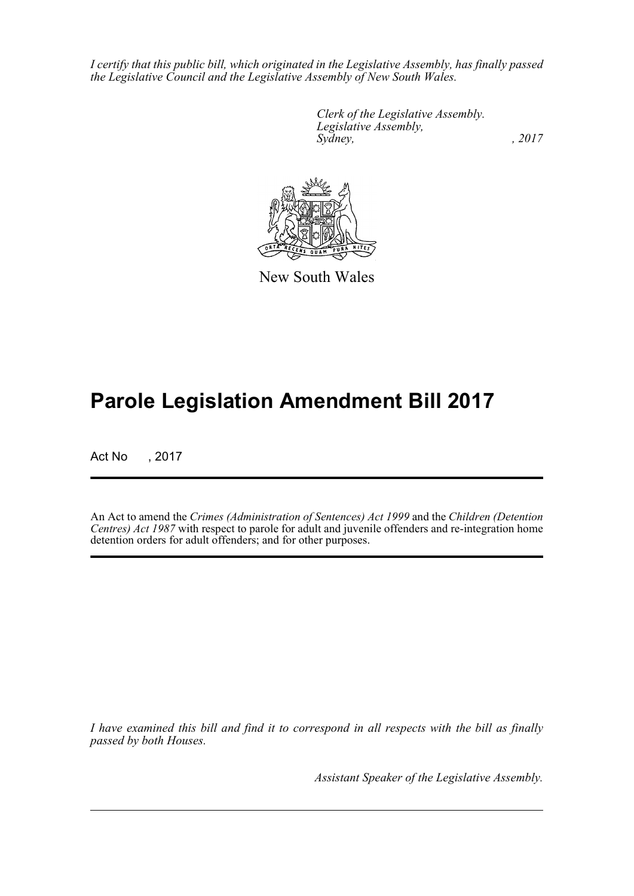*I certify that this public bill, which originated in the Legislative Assembly, has finally passed the Legislative Council and the Legislative Assembly of New South Wales.*

*Clerk of the Legislative Assembly.*
*Legislative Assembly,*
*Sydney, , 2017*

New South Wales

# Parole Legislation Amendment Bill 2017

Act No , 2017

An Act to amend the *Crimes (Administration of Sentences) Act 1999* and the *Children (Detention Centres) Act 1987* with respect to parole for adult and juvenile offenders and re-integration home detention orders for adult offenders; and for other purposes.

*I have examined this bill and find it to correspond in all respects with the bill as finally passed by both Houses.*

*Assistant Speaker of the Legislative Assembly.*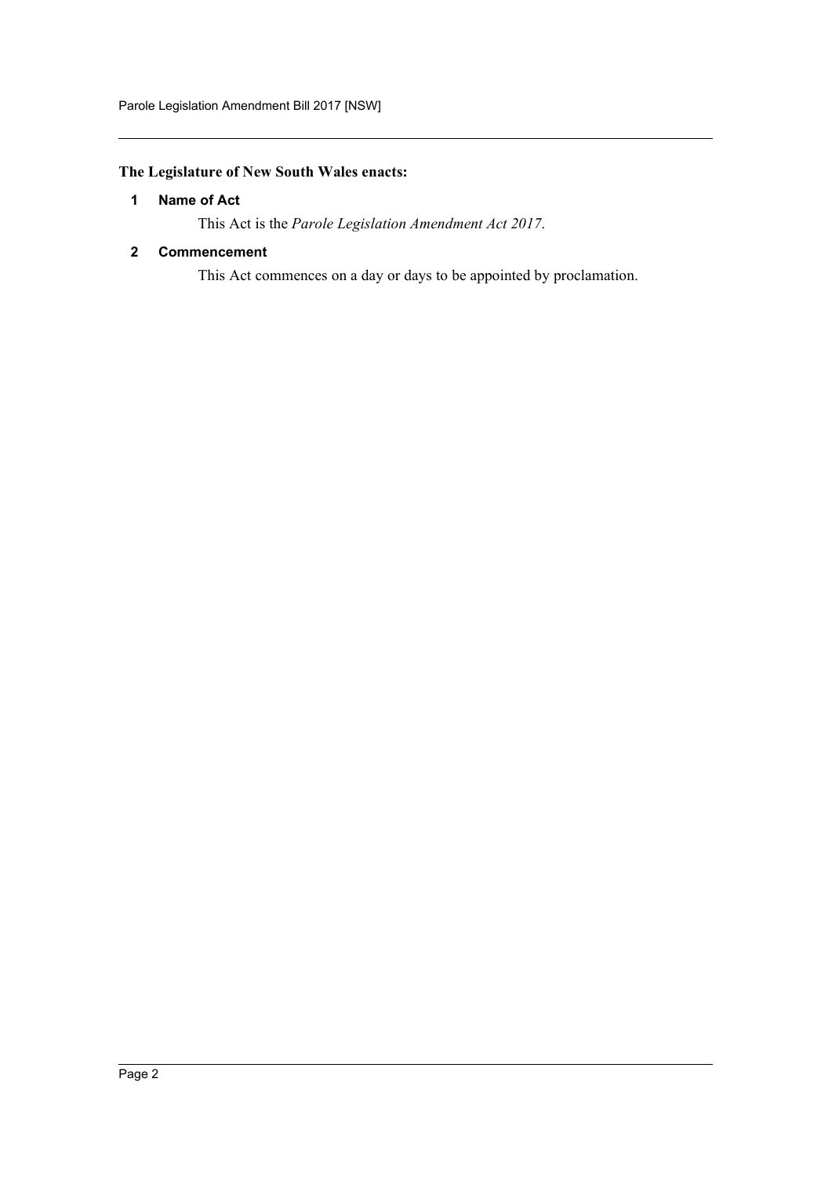**The Legislature of New South Wales enacts:**

## 1 Name of Act

This Act is the *Parole Legislation Amendment Act 2017*.

## 2 Commencement

This Act commences on a day or days to be appointed by proclamation.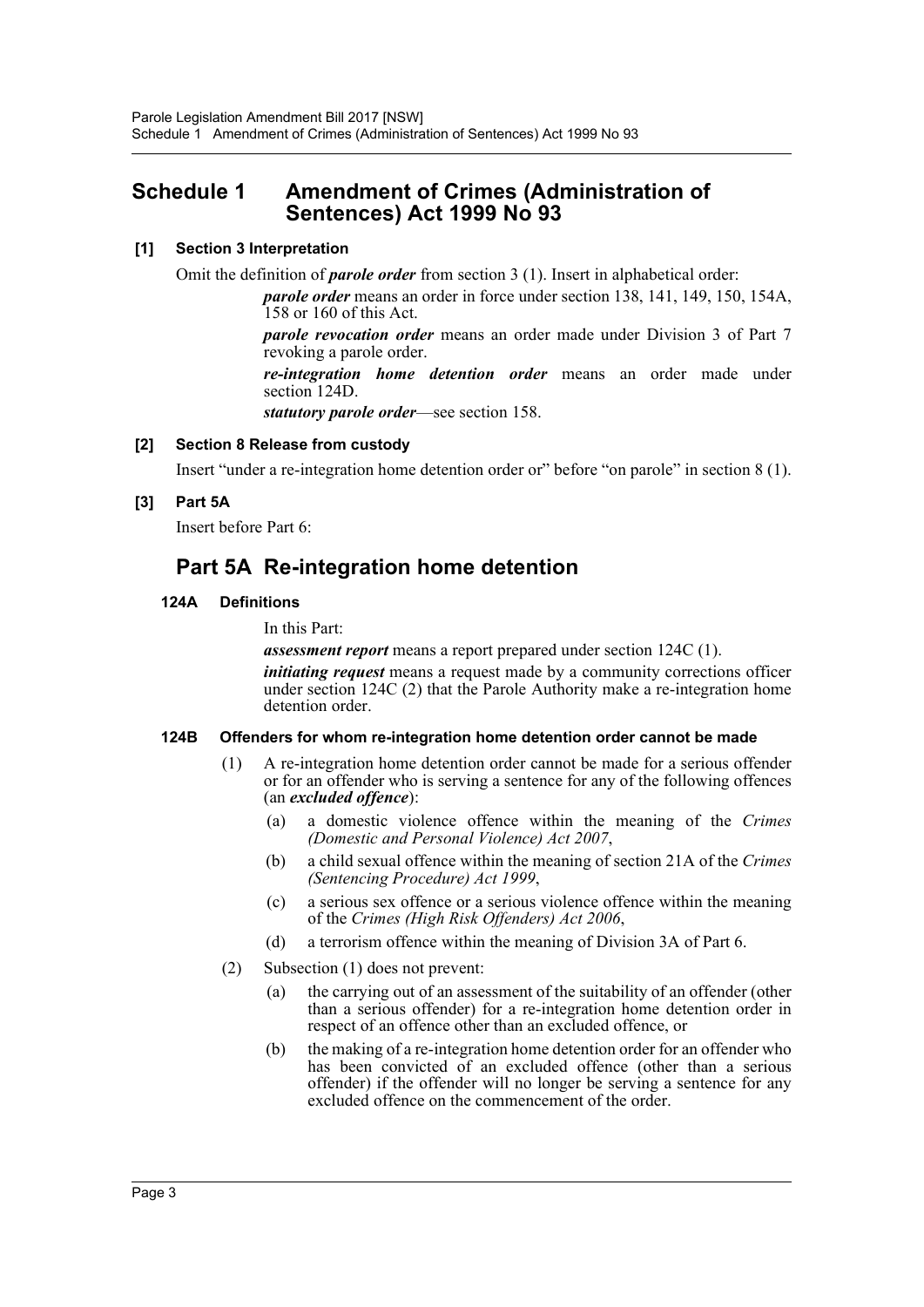## Schedule 1 Amendment of Crimes (Administration of Sentences) Act 1999 No 93

**[1] Section 3 Interpretation**

Omit the definition of ***parole order*** from section 3 (1). Insert in alphabetical order:

> ***parole order*** means an order in force under section 138, 141, 149, 150, 154A, 158 or 160 of this Act.
>
> ***parole revocation order*** means an order made under Division 3 of Part 7 revoking a parole order.
>
> ***re-integration home detention order*** means an order made under section 124D.
>
> ***statutory parole order***—see section 158.

**[2] Section 8 Release from custody**

Insert "under a re-integration home detention order or" before "on parole" in section 8 (1).

**[3] Part 5A**

Insert before Part 6:

## Part 5A Re-integration home detention

**124A Definitions**

In this Part:

***assessment report*** means a report prepared under section 124C (1).

***initiating request*** means a request made by a community corrections officer under section 124C (2) that the Parole Authority make a re-integration home detention order.

**124B Offenders for whom re-integration home detention order cannot be made**

(1) A re-integration home detention order cannot be made for a serious offender or for an offender who is serving a sentence for any of the following offences (an ***excluded offence***):

- (a) a domestic violence offence within the meaning of the *Crimes (Domestic and Personal Violence) Act 2007*,
- (b) a child sexual offence within the meaning of section 21A of the *Crimes (Sentencing Procedure) Act 1999*,
- (c) a serious sex offence or a serious violence offence within the meaning of the *Crimes (High Risk Offenders) Act 2006*,
- (d) a terrorism offence within the meaning of Division 3A of Part 6.

(2) Subsection (1) does not prevent:

- (a) the carrying out of an assessment of the suitability of an offender (other than a serious offender) for a re-integration home detention order in respect of an offence other than an excluded offence, or
- (b) the making of a re-integration home detention order for an offender who has been convicted of an excluded offence (other than a serious offender) if the offender will no longer be serving a sentence for any excluded offence on the commencement of the order.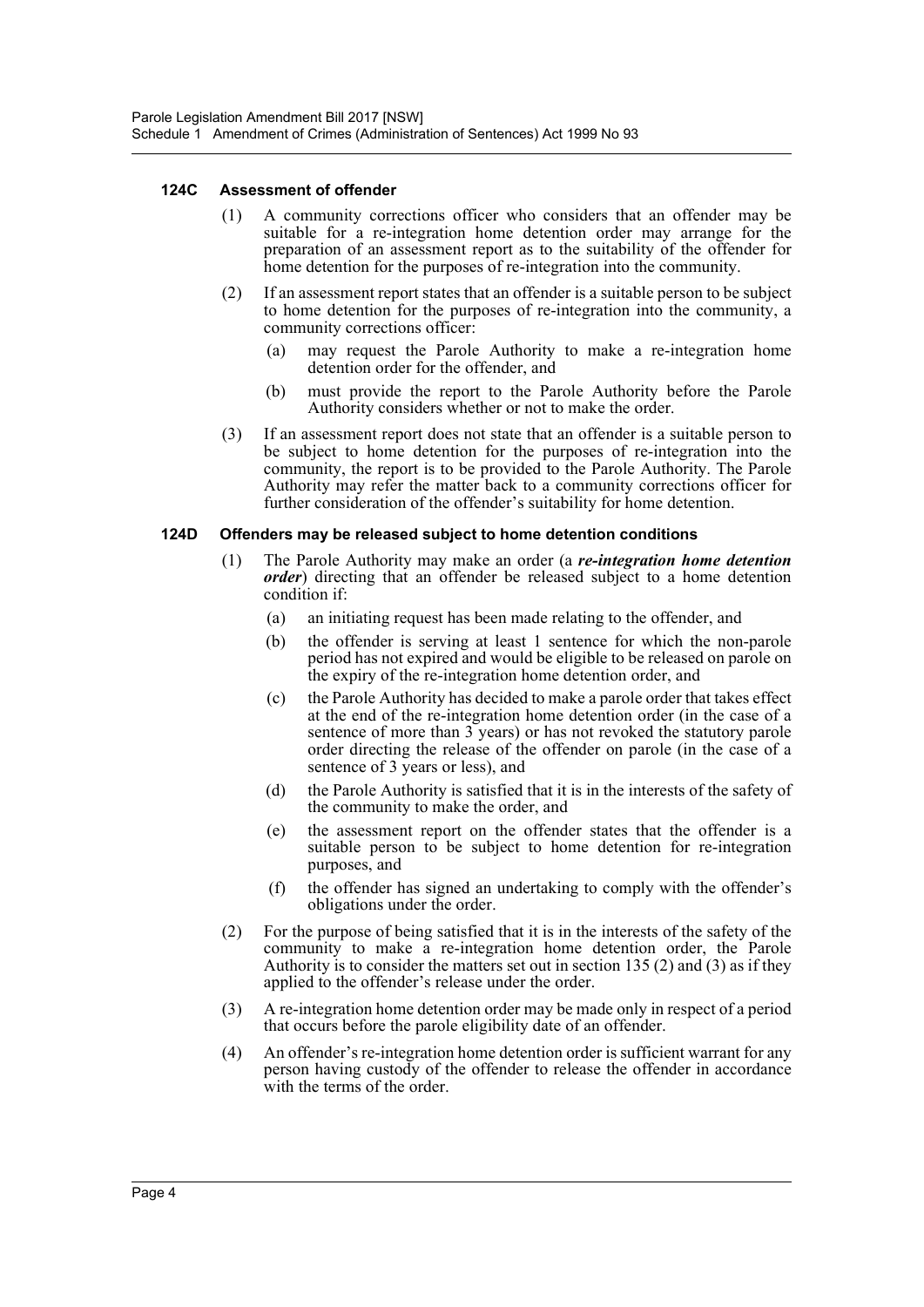#### 124C Assessment of offender

(1) A community corrections officer who considers that an offender may be suitable for a re-integration home detention order may arrange for the preparation of an assessment report as to the suitability of the offender for home detention for the purposes of re-integration into the community.

(2) If an assessment report states that an offender is a suitable person to be subject to home detention for the purposes of re-integration into the community, a community corrections officer:

- (a) may request the Parole Authority to make a re-integration home detention order for the offender, and
- (b) must provide the report to the Parole Authority before the Parole Authority considers whether or not to make the order.

(3) If an assessment report does not state that an offender is a suitable person to be subject to home detention for the purposes of re-integration into the community, the report is to be provided to the Parole Authority. The Parole Authority may refer the matter back to a community corrections officer for further consideration of the offender's suitability for home detention.

#### 124D Offenders may be released subject to home detention conditions

(1) The Parole Authority may make an order (a ***re-integration home detention order***) directing that an offender be released subject to a home detention condition if:

- (a) an initiating request has been made relating to the offender, and
- (b) the offender is serving at least 1 sentence for which the non-parole period has not expired and would be eligible to be released on parole on the expiry of the re-integration home detention order, and
- (c) the Parole Authority has decided to make a parole order that takes effect at the end of the re-integration home detention order (in the case of a sentence of more than 3 years) or has not revoked the statutory parole order directing the release of the offender on parole (in the case of a sentence of 3 years or less), and
- (d) the Parole Authority is satisfied that it is in the interests of the safety of the community to make the order, and
- (e) the assessment report on the offender states that the offender is a suitable person to be subject to home detention for re-integration purposes, and
- (f) the offender has signed an undertaking to comply with the offender's obligations under the order.

(2) For the purpose of being satisfied that it is in the interests of the safety of the community to make a re-integration home detention order, the Parole Authority is to consider the matters set out in section 135 (2) and (3) as if they applied to the offender's release under the order.

(3) A re-integration home detention order may be made only in respect of a period that occurs before the parole eligibility date of an offender.

(4) An offender's re-integration home detention order is sufficient warrant for any person having custody of the offender to release the offender in accordance with the terms of the order.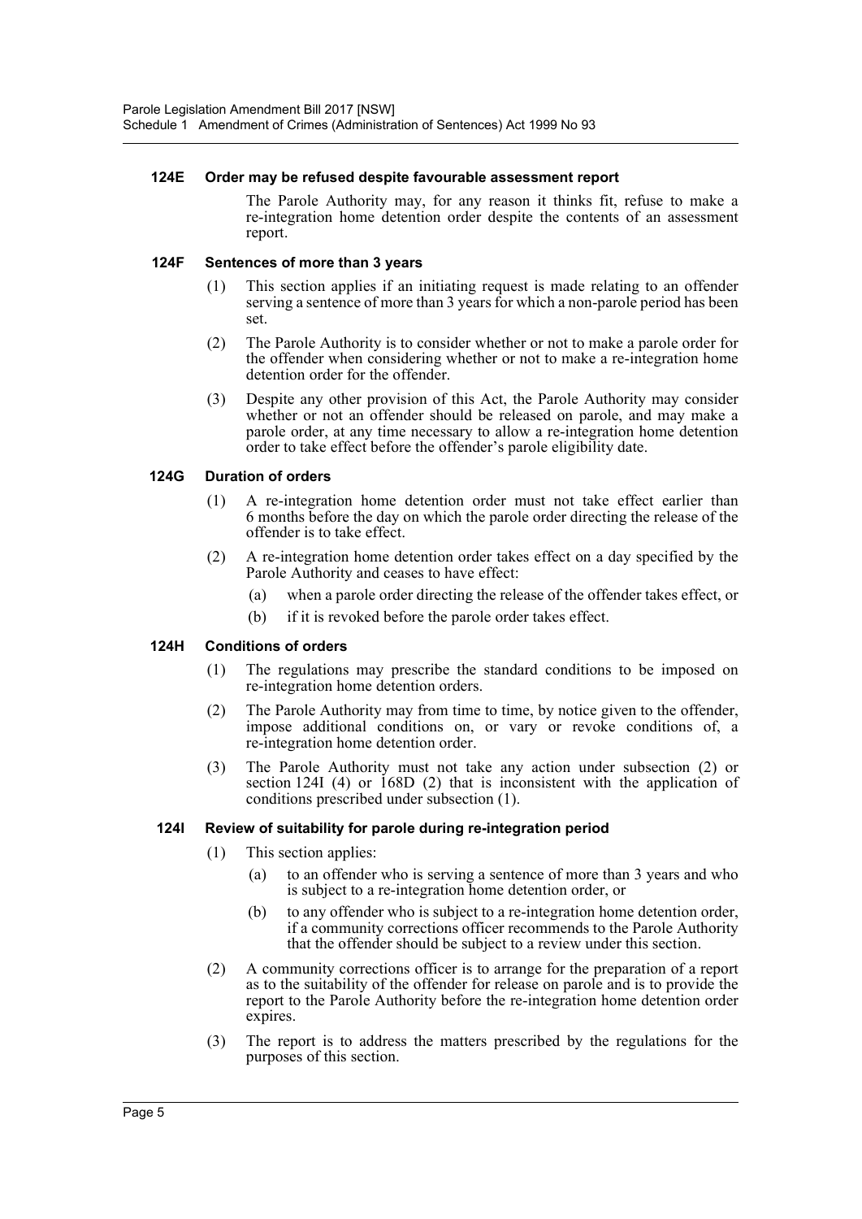#### 124E Order may be refused despite favourable assessment report

The Parole Authority may, for any reason it thinks fit, refuse to make a re-integration home detention order despite the contents of an assessment report.

#### 124F Sentences of more than 3 years

(1) This section applies if an initiating request is made relating to an offender serving a sentence of more than 3 years for which a non-parole period has been set.

(2) The Parole Authority is to consider whether or not to make a parole order for the offender when considering whether or not to make a re-integration home detention order for the offender.

(3) Despite any other provision of this Act, the Parole Authority may consider whether or not an offender should be released on parole, and may make a parole order, at any time necessary to allow a re-integration home detention order to take effect before the offender's parole eligibility date.

#### 124G Duration of orders

(1) A re-integration home detention order must not take effect earlier than 6 months before the day on which the parole order directing the release of the offender is to take effect.

(2) A re-integration home detention order takes effect on a day specified by the Parole Authority and ceases to have effect:

- (a) when a parole order directing the release of the offender takes effect, or
- (b) if it is revoked before the parole order takes effect.

#### 124H Conditions of orders

(1) The regulations may prescribe the standard conditions to be imposed on re-integration home detention orders.

(2) The Parole Authority may from time to time, by notice given to the offender, impose additional conditions on, or vary or revoke conditions of, a re-integration home detention order.

(3) The Parole Authority must not take any action under subsection (2) or section 124I (4) or 168D (2) that is inconsistent with the application of conditions prescribed under subsection (1).

#### 124I Review of suitability for parole during re-integration period

(1) This section applies:

- (a) to an offender who is serving a sentence of more than 3 years and who is subject to a re-integration home detention order, or
- (b) to any offender who is subject to a re-integration home detention order, if a community corrections officer recommends to the Parole Authority that the offender should be subject to a review under this section.

(2) A community corrections officer is to arrange for the preparation of a report as to the suitability of the offender for release on parole and is to provide the report to the Parole Authority before the re-integration home detention order expires.

(3) The report is to address the matters prescribed by the regulations for the purposes of this section.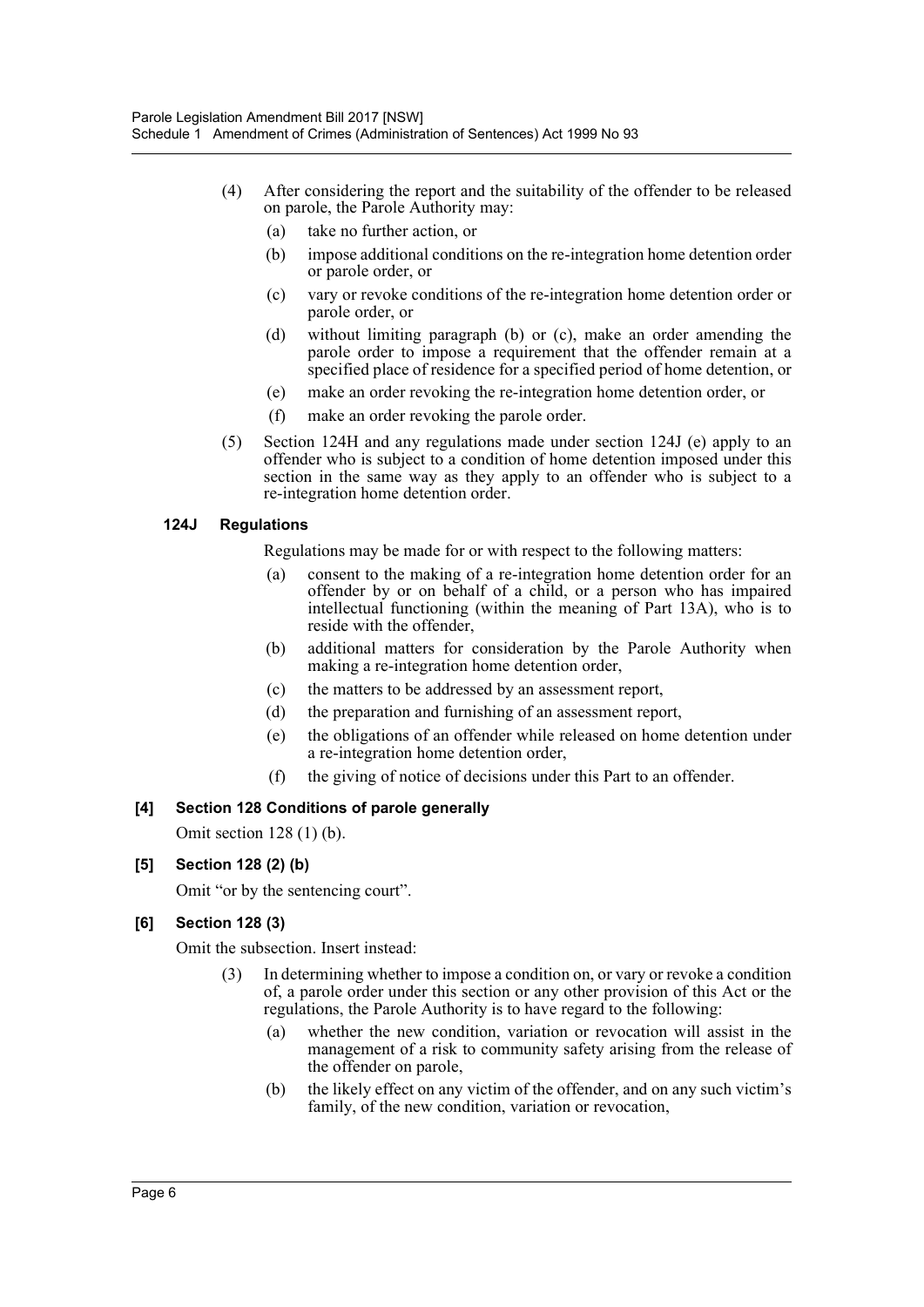(4) After considering the report and the suitability of the offender to be released on parole, the Parole Authority may:

   (a) take no further action, or

   (b) impose additional conditions on the re-integration home detention order or parole order, or

   (c) vary or revoke conditions of the re-integration home detention order or parole order, or

   (d) without limiting paragraph (b) or (c), make an order amending the parole order to impose a requirement that the offender remain at a specified place of residence for a specified period of home detention, or

   (e) make an order revoking the re-integration home detention order, or

   (f) make an order revoking the parole order.

(5) Section 124H and any regulations made under section 124J (e) apply to an offender who is subject to a condition of home detention imposed under this section in the same way as they apply to an offender who is subject to a re-integration home detention order.

**124J Regulations**

Regulations may be made for or with respect to the following matters:

   (a) consent to the making of a re-integration home detention order for an offender by or on behalf of a child, or a person who has impaired intellectual functioning (within the meaning of Part 13A), who is to reside with the offender,

   (b) additional matters for consideration by the Parole Authority when making a re-integration home detention order,

   (c) the matters to be addressed by an assessment report,

   (d) the preparation and furnishing of an assessment report,

   (e) the obligations of an offender while released on home detention under a re-integration home detention order,

   (f) the giving of notice of decisions under this Part to an offender.

**[4] Section 128 Conditions of parole generally**

Omit section 128 (1) (b).

**[5] Section 128 (2) (b)**

Omit "or by the sentencing court".

**[6] Section 128 (3)**

Omit the subsection. Insert instead:

(3) In determining whether to impose a condition on, or vary or revoke a condition of, a parole order under this section or any other provision of this Act or the regulations, the Parole Authority is to have regard to the following:

   (a) whether the new condition, variation or revocation will assist in the management of a risk to community safety arising from the release of the offender on parole,

   (b) the likely effect on any victim of the offender, and on any such victim's family, of the new condition, variation or revocation,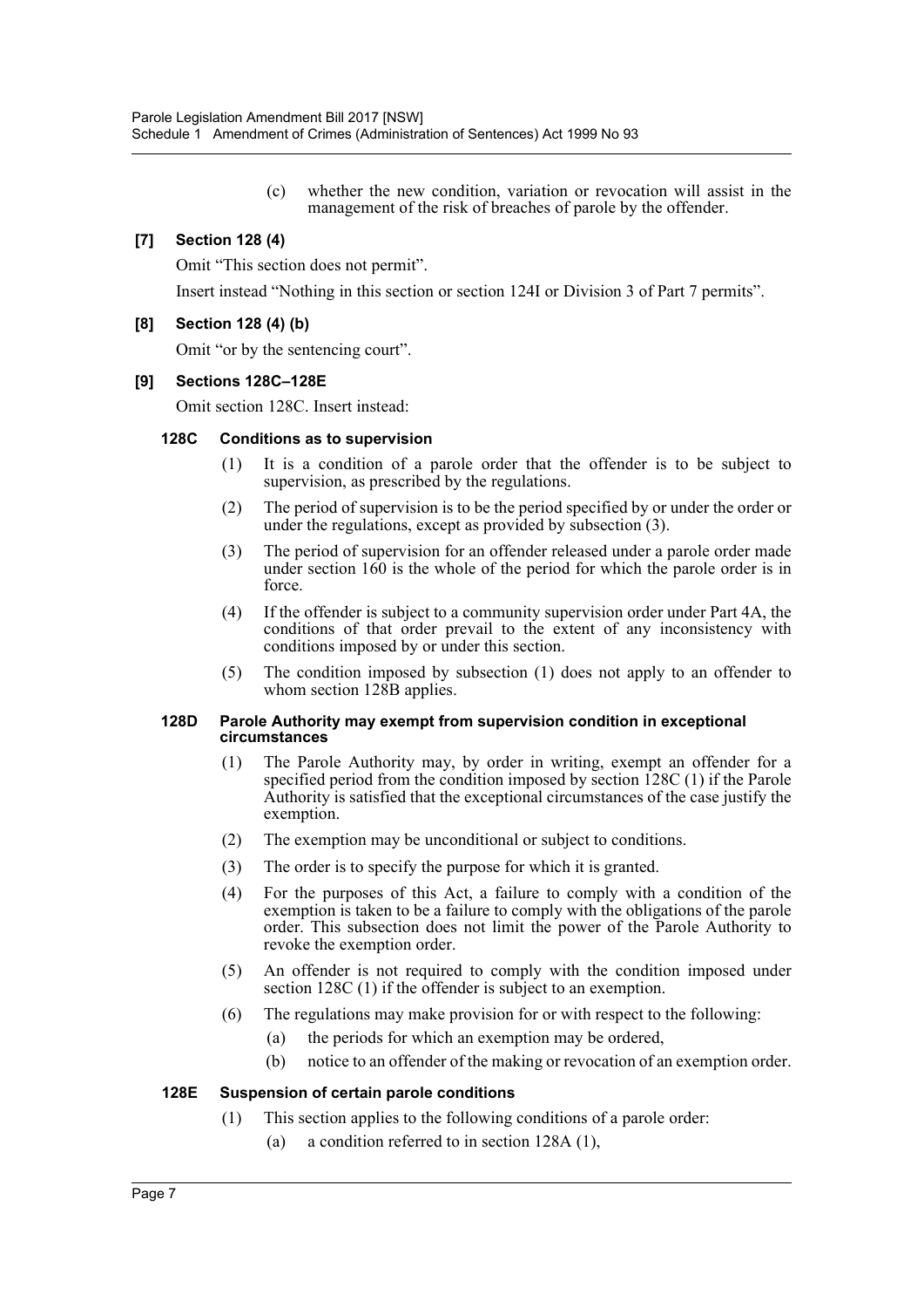(c) whether the new condition, variation or revocation will assist in the management of the risk of breaches of parole by the offender.

**[7] Section 128 (4)**

Omit "This section does not permit".

Insert instead "Nothing in this section or section 124I or Division 3 of Part 7 permits".

**[8] Section 128 (4) (b)**

Omit "or by the sentencing court".

**[9] Sections 128C–128E**

Omit section 128C. Insert instead:

**128C Conditions as to supervision**

(1) It is a condition of a parole order that the offender is to be subject to supervision, as prescribed by the regulations.

(2) The period of supervision is to be the period specified by or under the order or under the regulations, except as provided by subsection (3).

(3) The period of supervision for an offender released under a parole order made under section 160 is the whole of the period for which the parole order is in force.

(4) If the offender is subject to a community supervision order under Part 4A, the conditions of that order prevail to the extent of any inconsistency with conditions imposed by or under this section.

(5) The condition imposed by subsection (1) does not apply to an offender to whom section 128B applies.

**128D Parole Authority may exempt from supervision condition in exceptional circumstances**

(1) The Parole Authority may, by order in writing, exempt an offender for a specified period from the condition imposed by section 128C (1) if the Parole Authority is satisfied that the exceptional circumstances of the case justify the exemption.

(2) The exemption may be unconditional or subject to conditions.

(3) The order is to specify the purpose for which it is granted.

(4) For the purposes of this Act, a failure to comply with a condition of the exemption is taken to be a failure to comply with the obligations of the parole order. This subsection does not limit the power of the Parole Authority to revoke the exemption order.

(5) An offender is not required to comply with the condition imposed under section 128C (1) if the offender is subject to an exemption.

(6) The regulations may make provision for or with respect to the following:

(a) the periods for which an exemption may be ordered,

(b) notice to an offender of the making or revocation of an exemption order.

**128E Suspension of certain parole conditions**

(1) This section applies to the following conditions of a parole order:

(a) a condition referred to in section 128A (1),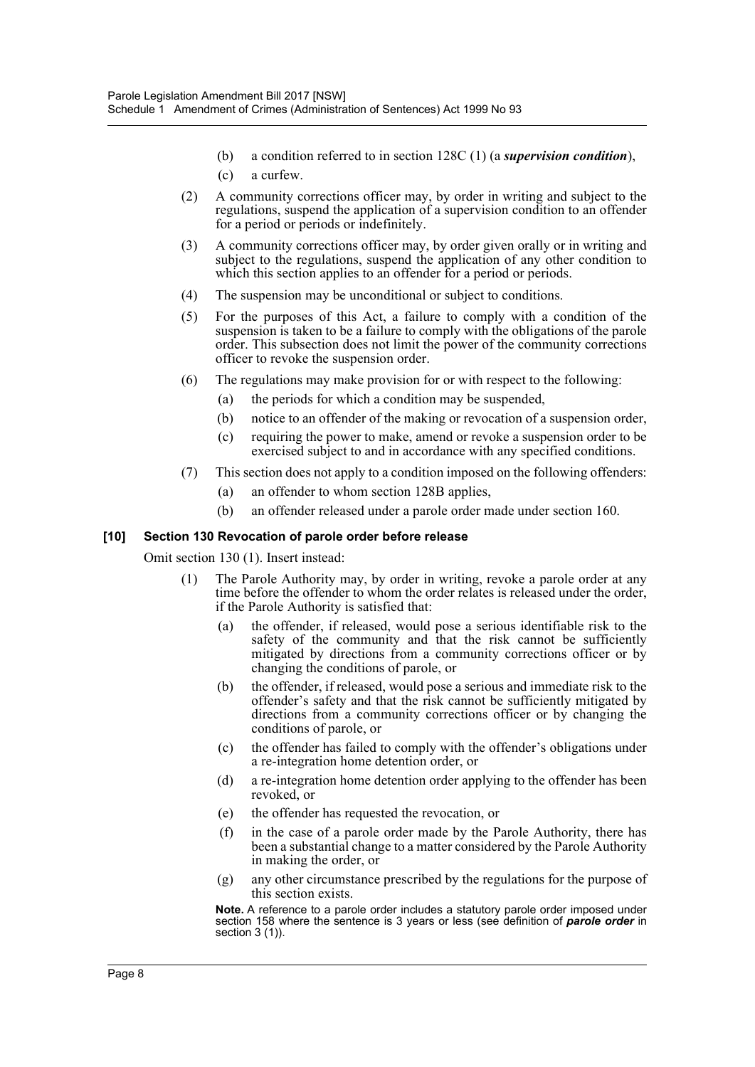(b) a condition referred to in section 128C (1) (a ***supervision condition***),

(c) a curfew.

(2) A community corrections officer may, by order in writing and subject to the regulations, suspend the application of a supervision condition to an offender for a period or periods or indefinitely.

(3) A community corrections officer may, by order given orally or in writing and subject to the regulations, suspend the application of any other condition to which this section applies to an offender for a period or periods.

(4) The suspension may be unconditional or subject to conditions.

(5) For the purposes of this Act, a failure to comply with a condition of the suspension is taken to be a failure to comply with the obligations of the parole order. This subsection does not limit the power of the community corrections officer to revoke the suspension order.

(6) The regulations may make provision for or with respect to the following:

(a) the periods for which a condition may be suspended,

(b) notice to an offender of the making or revocation of a suspension order,

(c) requiring the power to make, amend or revoke a suspension order to be exercised subject to and in accordance with any specified conditions.

(7) This section does not apply to a condition imposed on the following offenders:

(a) an offender to whom section 128B applies,

(b) an offender released under a parole order made under section 160.

#### [10] Section 130 Revocation of parole order before release

Omit section 130 (1). Insert instead:

(1) The Parole Authority may, by order in writing, revoke a parole order at any time before the offender to whom the order relates is released under the order, if the Parole Authority is satisfied that:

(a) the offender, if released, would pose a serious identifiable risk to the safety of the community and that the risk cannot be sufficiently mitigated by directions from a community corrections officer or by changing the conditions of parole, or

(b) the offender, if released, would pose a serious and immediate risk to the offender's safety and that the risk cannot be sufficiently mitigated by directions from a community corrections officer or by changing the conditions of parole, or

(c) the offender has failed to comply with the offender's obligations under a re-integration home detention order, or

(d) a re-integration home detention order applying to the offender has been revoked, or

(e) the offender has requested the revocation, or

(f) in the case of a parole order made by the Parole Authority, there has been a substantial change to a matter considered by the Parole Authority in making the order, or

(g) any other circumstance prescribed by the regulations for the purpose of this section exists.

**Note.** A reference to a parole order includes a statutory parole order imposed under section 158 where the sentence is 3 years or less (see definition of ***parole order*** in section 3 (1)).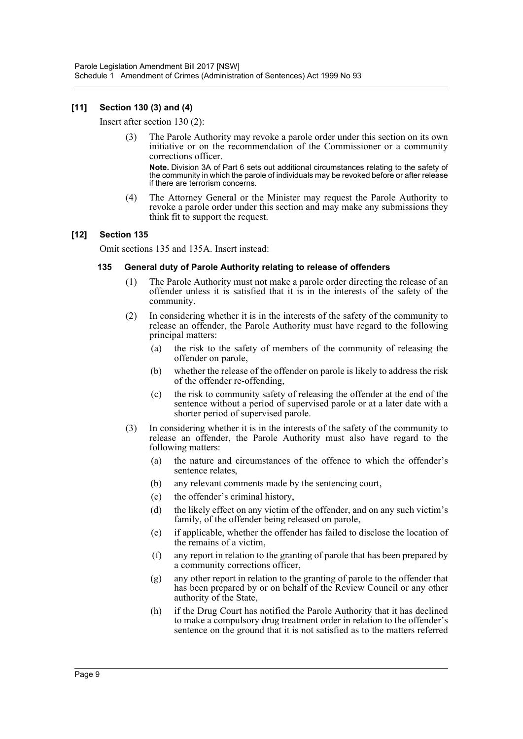### [11] Section 130 (3) and (4)

Insert after section 130 (2):

(3) The Parole Authority may revoke a parole order under this section on its own initiative or on the recommendation of the Commissioner or a community corrections officer.

**Note.** Division 3A of Part 6 sets out additional circumstances relating to the safety of the community in which the parole of individuals may be revoked before or after release if there are terrorism concerns.

(4) The Attorney General or the Minister may request the Parole Authority to revoke a parole order under this section and may make any submissions they think fit to support the request.

### [12] Section 135

Omit sections 135 and 135A. Insert instead:

#### 135 General duty of Parole Authority relating to release of offenders

(1) The Parole Authority must not make a parole order directing the release of an offender unless it is satisfied that it is in the interests of the safety of the community.

(2) In considering whether it is in the interests of the safety of the community to release an offender, the Parole Authority must have regard to the following principal matters:

- (a) the risk to the safety of members of the community of releasing the offender on parole,
- (b) whether the release of the offender on parole is likely to address the risk of the offender re-offending,
- (c) the risk to community safety of releasing the offender at the end of the sentence without a period of supervised parole or at a later date with a shorter period of supervised parole.

(3) In considering whether it is in the interests of the safety of the community to release an offender, the Parole Authority must also have regard to the following matters:

- (a) the nature and circumstances of the offence to which the offender's sentence relates,
- (b) any relevant comments made by the sentencing court,
- (c) the offender's criminal history,
- (d) the likely effect on any victim of the offender, and on any such victim's family, of the offender being released on parole,
- (e) if applicable, whether the offender has failed to disclose the location of the remains of a victim,
- (f) any report in relation to the granting of parole that has been prepared by a community corrections officer,
- (g) any other report in relation to the granting of parole to the offender that has been prepared by or on behalf of the Review Council or any other authority of the State,
- (h) if the Drug Court has notified the Parole Authority that it has declined to make a compulsory drug treatment order in relation to the offender's sentence on the ground that it is not satisfied as to the matters referred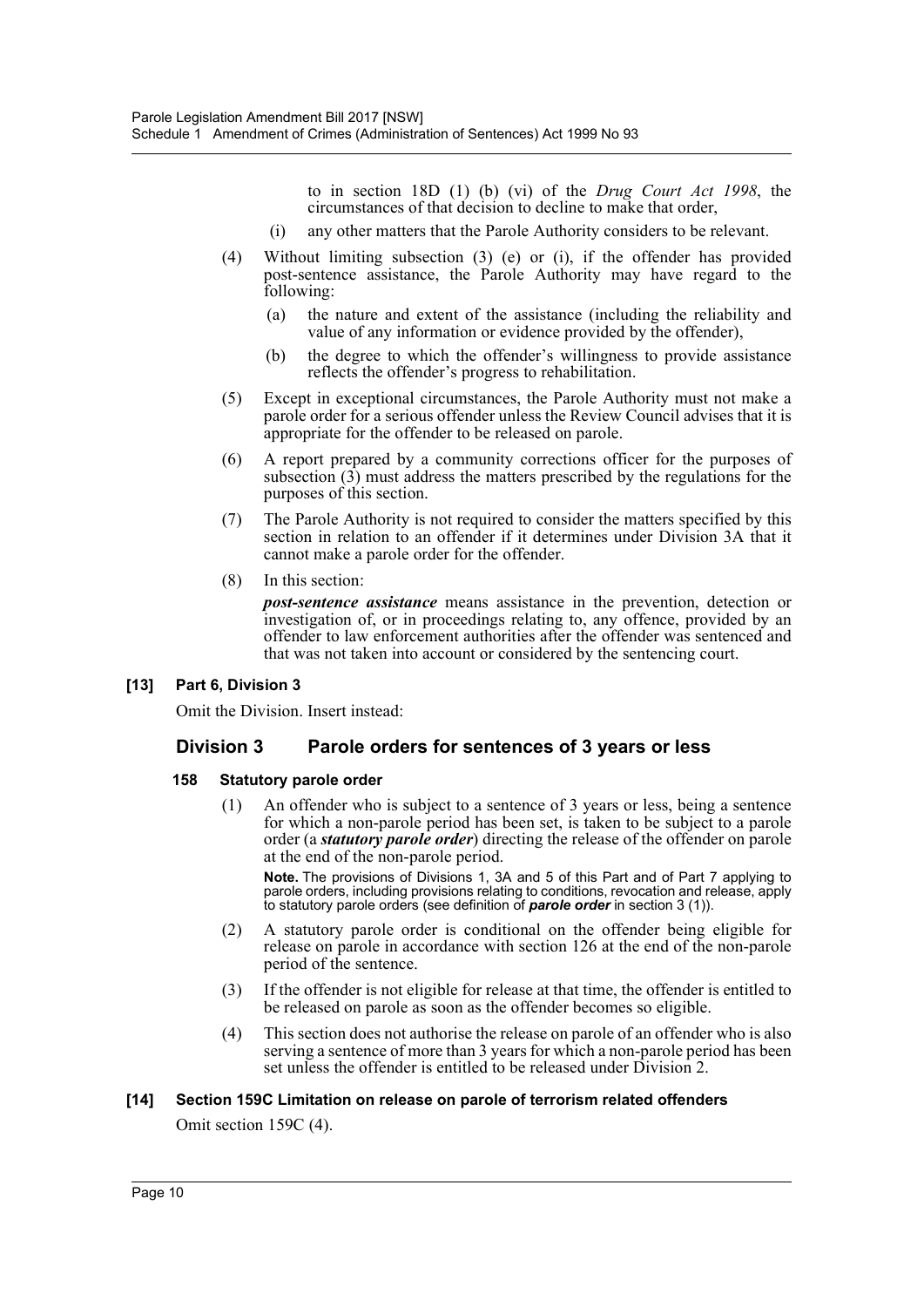to in section 18D (1) (b) (vi) of the *Drug Court Act 1998*, the circumstances of that decision to decline to make that order,

(i) any other matters that the Parole Authority considers to be relevant.

(4) Without limiting subsection (3) (e) or (i), if the offender has provided post-sentence assistance, the Parole Authority may have regard to the following:

(a) the nature and extent of the assistance (including the reliability and value of any information or evidence provided by the offender),

(b) the degree to which the offender's willingness to provide assistance reflects the offender's progress to rehabilitation.

(5) Except in exceptional circumstances, the Parole Authority must not make a parole order for a serious offender unless the Review Council advises that it is appropriate for the offender to be released on parole.

(6) A report prepared by a community corrections officer for the purposes of subsection (3) must address the matters prescribed by the regulations for the purposes of this section.

(7) The Parole Authority is not required to consider the matters specified by this section in relation to an offender if it determines under Division 3A that it cannot make a parole order for the offender.

(8) In this section:

***post-sentence assistance*** means assistance in the prevention, detection or investigation of, or in proceedings relating to, any offence, provided by an offender to law enforcement authorities after the offender was sentenced and that was not taken into account or considered by the sentencing court.

**[13] Part 6, Division 3**

Omit the Division. Insert instead:

## Division 3 Parole orders for sentences of 3 years or less

**158 Statutory parole order**

(1) An offender who is subject to a sentence of 3 years or less, being a sentence for which a non-parole period has been set, is taken to be subject to a parole order (a ***statutory parole order***) directing the release of the offender on parole at the end of the non-parole period.

**Note.** The provisions of Divisions 1, 3A and 5 of this Part and of Part 7 applying to parole orders, including provisions relating to conditions, revocation and release, apply to statutory parole orders (see definition of ***parole order*** in section 3 (1)).

(2) A statutory parole order is conditional on the offender being eligible for release on parole in accordance with section 126 at the end of the non-parole period of the sentence.

(3) If the offender is not eligible for release at that time, the offender is entitled to be released on parole as soon as the offender becomes so eligible.

(4) This section does not authorise the release on parole of an offender who is also serving a sentence of more than 3 years for which a non-parole period has been set unless the offender is entitled to be released under Division 2.

**[14] Section 159C Limitation on release on parole of terrorism related offenders**

Omit section 159C (4).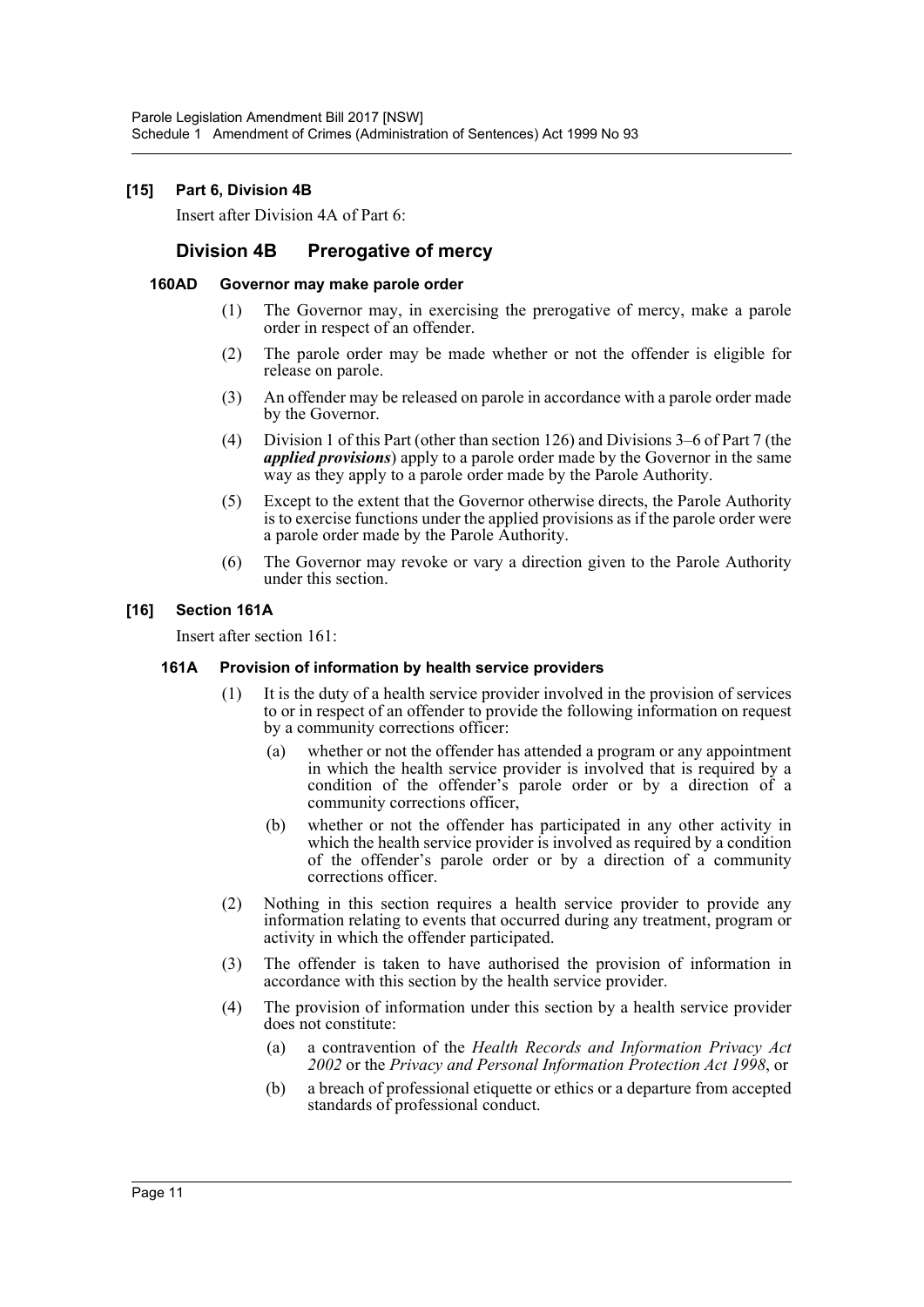### [15] Part 6, Division 4B

Insert after Division 4A of Part 6:

## Division 4B Prerogative of mercy

#### 160AD Governor may make parole order

(1) The Governor may, in exercising the prerogative of mercy, make a parole order in respect of an offender.

(2) The parole order may be made whether or not the offender is eligible for release on parole.

(3) An offender may be released on parole in accordance with a parole order made by the Governor.

(4) Division 1 of this Part (other than section 126) and Divisions 3–6 of Part 7 (the ***applied provisions***) apply to a parole order made by the Governor in the same way as they apply to a parole order made by the Parole Authority.

(5) Except to the extent that the Governor otherwise directs, the Parole Authority is to exercise functions under the applied provisions as if the parole order were a parole order made by the Parole Authority.

(6) The Governor may revoke or vary a direction given to the Parole Authority under this section.

### [16] Section 161A

Insert after section 161:

#### 161A Provision of information by health service providers

(1) It is the duty of a health service provider involved in the provision of services to or in respect of an offender to provide the following information on request by a community corrections officer:

- (a) whether or not the offender has attended a program or any appointment in which the health service provider is involved that is required by a condition of the offender's parole order or by a direction of a community corrections officer,
- (b) whether or not the offender has participated in any other activity in which the health service provider is involved as required by a condition of the offender's parole order or by a direction of a community corrections officer.

(2) Nothing in this section requires a health service provider to provide any information relating to events that occurred during any treatment, program or activity in which the offender participated.

(3) The offender is taken to have authorised the provision of information in accordance with this section by the health service provider.

(4) The provision of information under this section by a health service provider does not constitute:

- (a) a contravention of the *Health Records and Information Privacy Act 2002* or the *Privacy and Personal Information Protection Act 1998*, or
- (b) a breach of professional etiquette or ethics or a departure from accepted standards of professional conduct.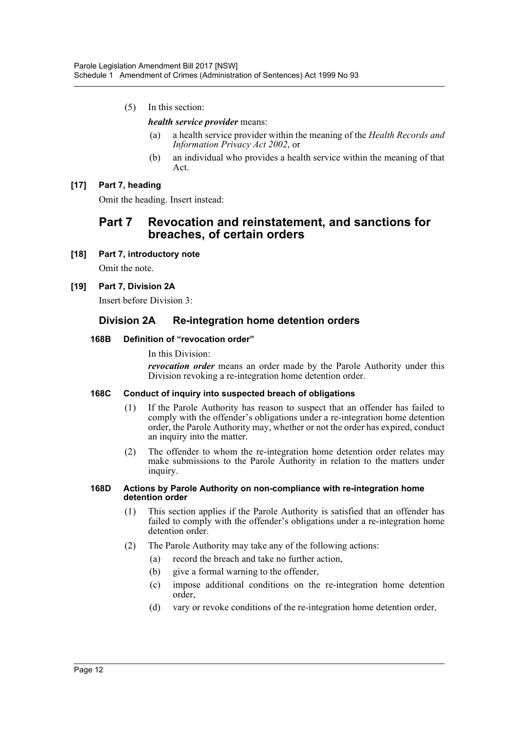(5) In this section:

***health service provider*** means:

(a) a health service provider within the meaning of the *Health Records and Information Privacy Act 2002*, or

(b) an individual who provides a health service within the meaning of that Act.

**[17] Part 7, heading**

Omit the heading. Insert instead:

# Part 7 Revocation and reinstatement, and sanctions for breaches, of certain orders

**[18] Part 7, introductory note**

Omit the note.

**[19] Part 7, Division 2A**

Insert before Division 3:

## Division 2A Re-integration home detention orders

### 168B Definition of "revocation order"

In this Division:

***revocation order*** means an order made by the Parole Authority under this Division revoking a re-integration home detention order.

### 168C Conduct of inquiry into suspected breach of obligations

(1) If the Parole Authority has reason to suspect that an offender has failed to comply with the offender's obligations under a re-integration home detention order, the Parole Authority may, whether or not the order has expired, conduct an inquiry into the matter.

(2) The offender to whom the re-integration home detention order relates may make submissions to the Parole Authority in relation to the matters under inquiry.

### 168D Actions by Parole Authority on non-compliance with re-integration home detention order

(1) This section applies if the Parole Authority is satisfied that an offender has failed to comply with the offender's obligations under a re-integration home detention order.

(2) The Parole Authority may take any of the following actions:

(a) record the breach and take no further action,

(b) give a formal warning to the offender,

(c) impose additional conditions on the re-integration home detention order,

(d) vary or revoke conditions of the re-integration home detention order,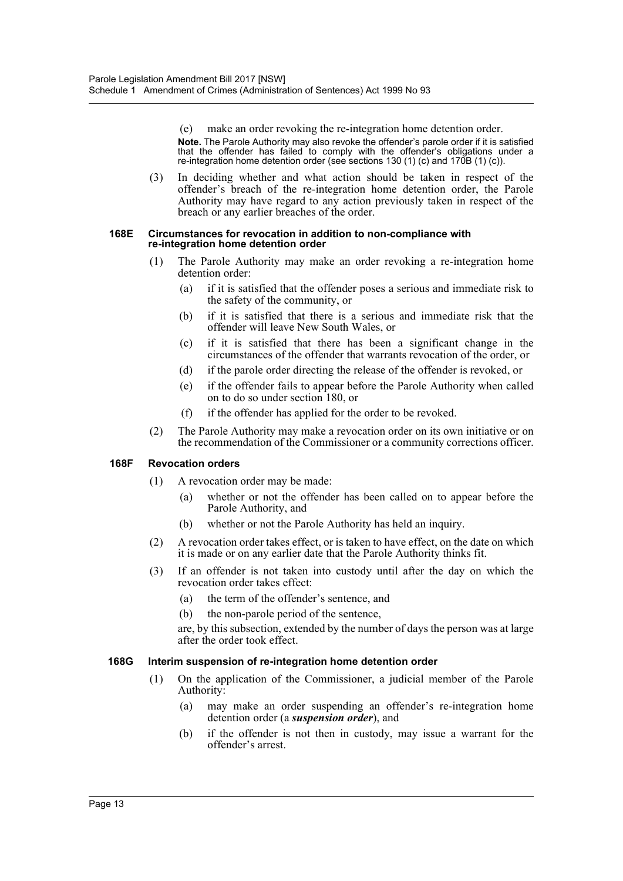(e) make an order revoking the re-integration home detention order.

**Note.** The Parole Authority may also revoke the offender's parole order if it is satisfied that the offender has failed to comply with the offender's obligations under a re-integration home detention order (see sections 130 (1) (c) and 170B (1) (c)).

(3) In deciding whether and what action should be taken in respect of the offender's breach of the re-integration home detention order, the Parole Authority may have regard to any action previously taken in respect of the breach or any earlier breaches of the order.

#### 168E Circumstances for revocation in addition to non-compliance with re-integration home detention order

(1) The Parole Authority may make an order revoking a re-integration home detention order:

(a) if it is satisfied that the offender poses a serious and immediate risk to the safety of the community, or

(b) if it is satisfied that there is a serious and immediate risk that the offender will leave New South Wales, or

(c) if it is satisfied that there has been a significant change in the circumstances of the offender that warrants revocation of the order, or

(d) if the parole order directing the release of the offender is revoked, or

(e) if the offender fails to appear before the Parole Authority when called on to do so under section 180, or

(f) if the offender has applied for the order to be revoked.

(2) The Parole Authority may make a revocation order on its own initiative or on the recommendation of the Commissioner or a community corrections officer.

#### 168F Revocation orders

(1) A revocation order may be made:

(a) whether or not the offender has been called on to appear before the Parole Authority, and

(b) whether or not the Parole Authority has held an inquiry.

(2) A revocation order takes effect, or is taken to have effect, on the date on which it is made or on any earlier date that the Parole Authority thinks fit.

(3) If an offender is not taken into custody until after the day on which the revocation order takes effect:

(a) the term of the offender's sentence, and

(b) the non-parole period of the sentence,

are, by this subsection, extended by the number of days the person was at large after the order took effect.

#### 168G Interim suspension of re-integration home detention order

(1) On the application of the Commissioner, a judicial member of the Parole Authority:

(a) may make an order suspending an offender's re-integration home detention order (a ***suspension order***), and

(b) if the offender is not then in custody, may issue a warrant for the offender's arrest.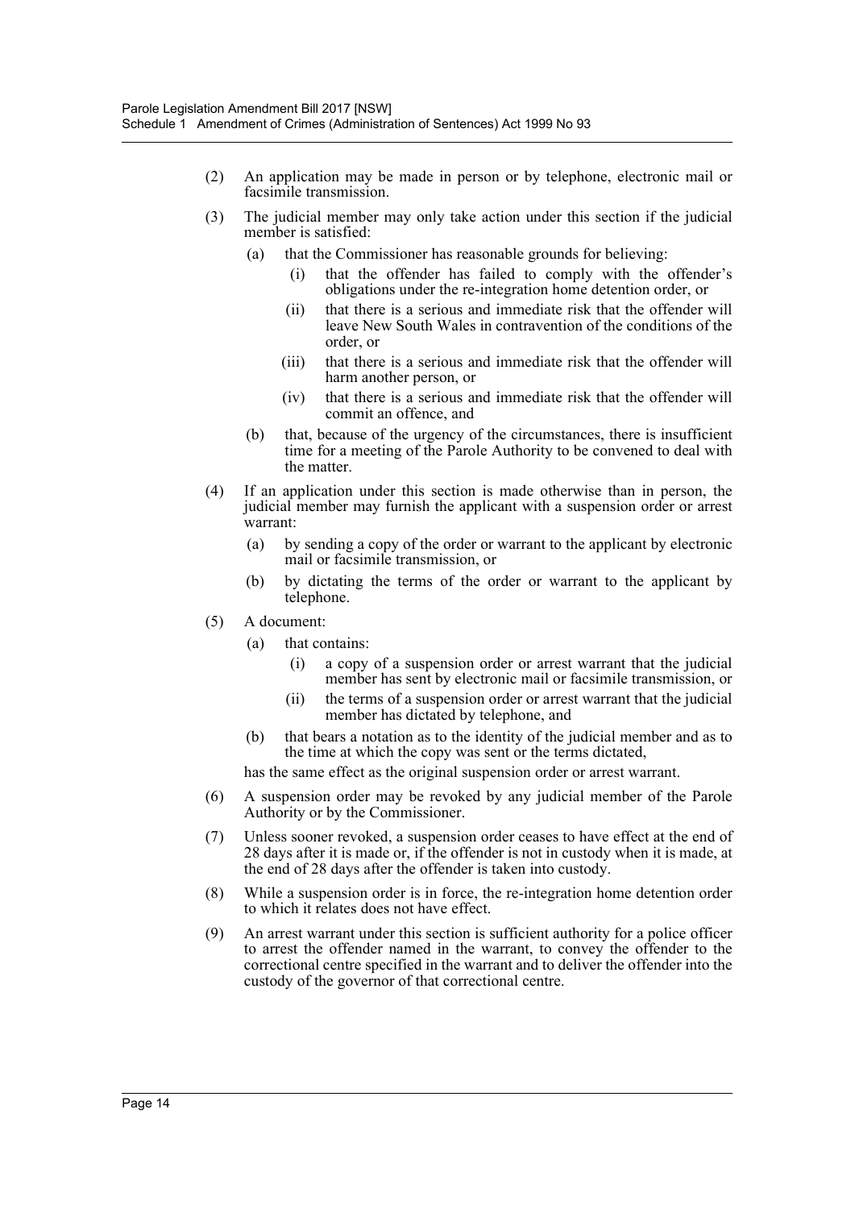(2) An application may be made in person or by telephone, electronic mail or facsimile transmission.

(3) The judicial member may only take action under this section if the judicial member is satisfied:

  (a) that the Commissioner has reasonable grounds for believing:

    (i) that the offender has failed to comply with the offender's obligations under the re-integration home detention order, or

    (ii) that there is a serious and immediate risk that the offender will leave New South Wales in contravention of the conditions of the order, or

    (iii) that there is a serious and immediate risk that the offender will harm another person, or

    (iv) that there is a serious and immediate risk that the offender will commit an offence, and

  (b) that, because of the urgency of the circumstances, there is insufficient time for a meeting of the Parole Authority to be convened to deal with the matter.

(4) If an application under this section is made otherwise than in person, the judicial member may furnish the applicant with a suspension order or arrest warrant:

  (a) by sending a copy of the order or warrant to the applicant by electronic mail or facsimile transmission, or

  (b) by dictating the terms of the order or warrant to the applicant by telephone.

(5) A document:

  (a) that contains:

    (i) a copy of a suspension order or arrest warrant that the judicial member has sent by electronic mail or facsimile transmission, or

    (ii) the terms of a suspension order or arrest warrant that the judicial member has dictated by telephone, and

  (b) that bears a notation as to the identity of the judicial member and as to the time at which the copy was sent or the terms dictated,

  has the same effect as the original suspension order or arrest warrant.

(6) A suspension order may be revoked by any judicial member of the Parole Authority or by the Commissioner.

(7) Unless sooner revoked, a suspension order ceases to have effect at the end of 28 days after it is made or, if the offender is not in custody when it is made, at the end of 28 days after the offender is taken into custody.

(8) While a suspension order is in force, the re-integration home detention order to which it relates does not have effect.

(9) An arrest warrant under this section is sufficient authority for a police officer to arrest the offender named in the warrant, to convey the offender to the correctional centre specified in the warrant and to deliver the offender into the custody of the governor of that correctional centre.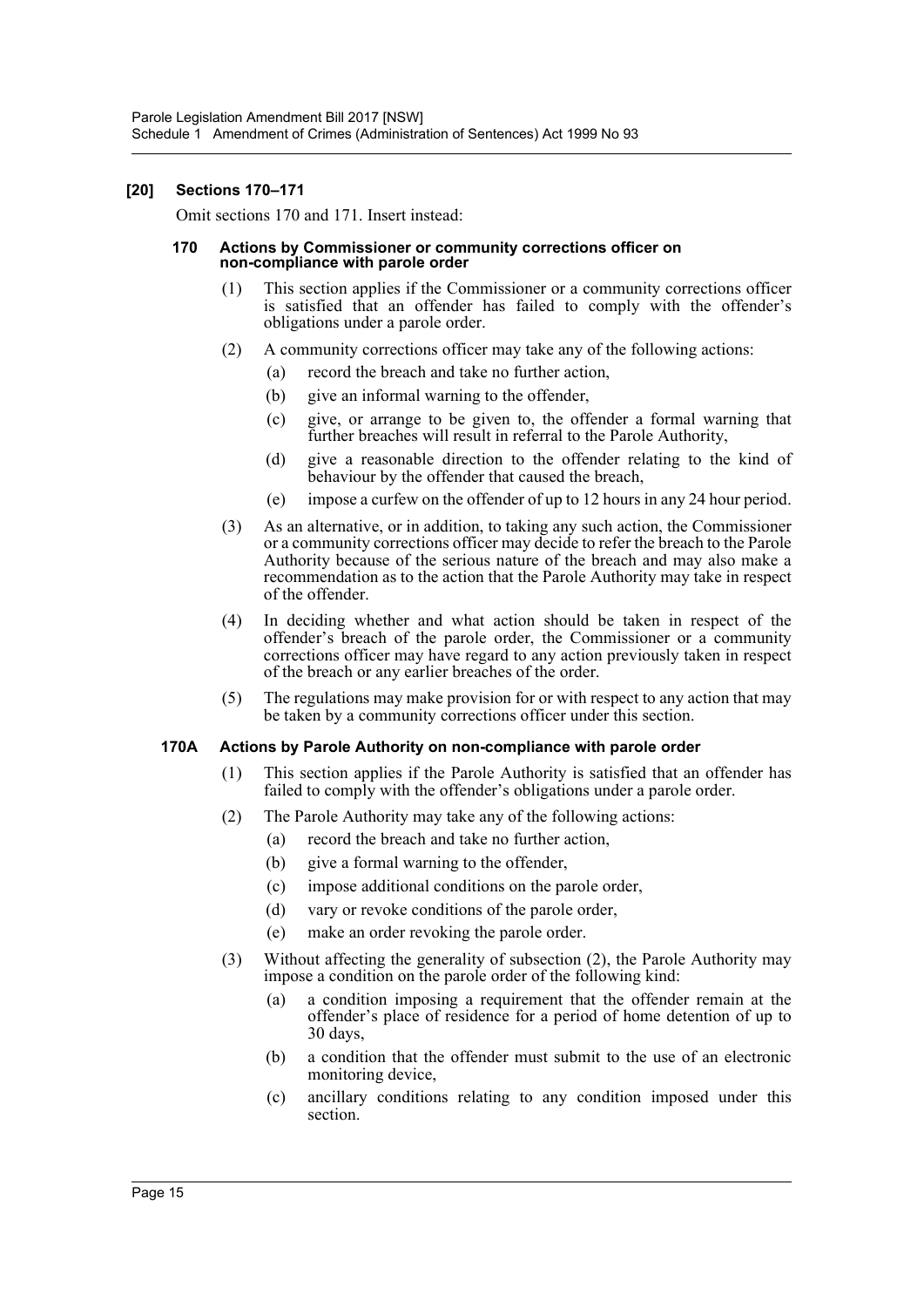### [20] Sections 170–171

Omit sections 170 and 171. Insert instead:

#### 170 Actions by Commissioner or community corrections officer on non-compliance with parole order

(1) This section applies if the Commissioner or a community corrections officer is satisfied that an offender has failed to comply with the offender's obligations under a parole order.

(2) A community corrections officer may take any of the following actions:

- (a) record the breach and take no further action,
- (b) give an informal warning to the offender,
- (c) give, or arrange to be given to, the offender a formal warning that further breaches will result in referral to the Parole Authority,
- (d) give a reasonable direction to the offender relating to the kind of behaviour by the offender that caused the breach,
- (e) impose a curfew on the offender of up to 12 hours in any 24 hour period.

(3) As an alternative, or in addition, to taking any such action, the Commissioner or a community corrections officer may decide to refer the breach to the Parole Authority because of the serious nature of the breach and may also make a recommendation as to the action that the Parole Authority may take in respect of the offender.

(4) In deciding whether and what action should be taken in respect of the offender's breach of the parole order, the Commissioner or a community corrections officer may have regard to any action previously taken in respect of the breach or any earlier breaches of the order.

(5) The regulations may make provision for or with respect to any action that may be taken by a community corrections officer under this section.

#### 170A Actions by Parole Authority on non-compliance with parole order

(1) This section applies if the Parole Authority is satisfied that an offender has failed to comply with the offender's obligations under a parole order.

(2) The Parole Authority may take any of the following actions:

- (a) record the breach and take no further action,
- (b) give a formal warning to the offender,
- (c) impose additional conditions on the parole order,
- (d) vary or revoke conditions of the parole order,
- (e) make an order revoking the parole order.

(3) Without affecting the generality of subsection (2), the Parole Authority may impose a condition on the parole order of the following kind:

- (a) a condition imposing a requirement that the offender remain at the offender's place of residence for a period of home detention of up to 30 days,
- (b) a condition that the offender must submit to the use of an electronic monitoring device,
- (c) ancillary conditions relating to any condition imposed under this section.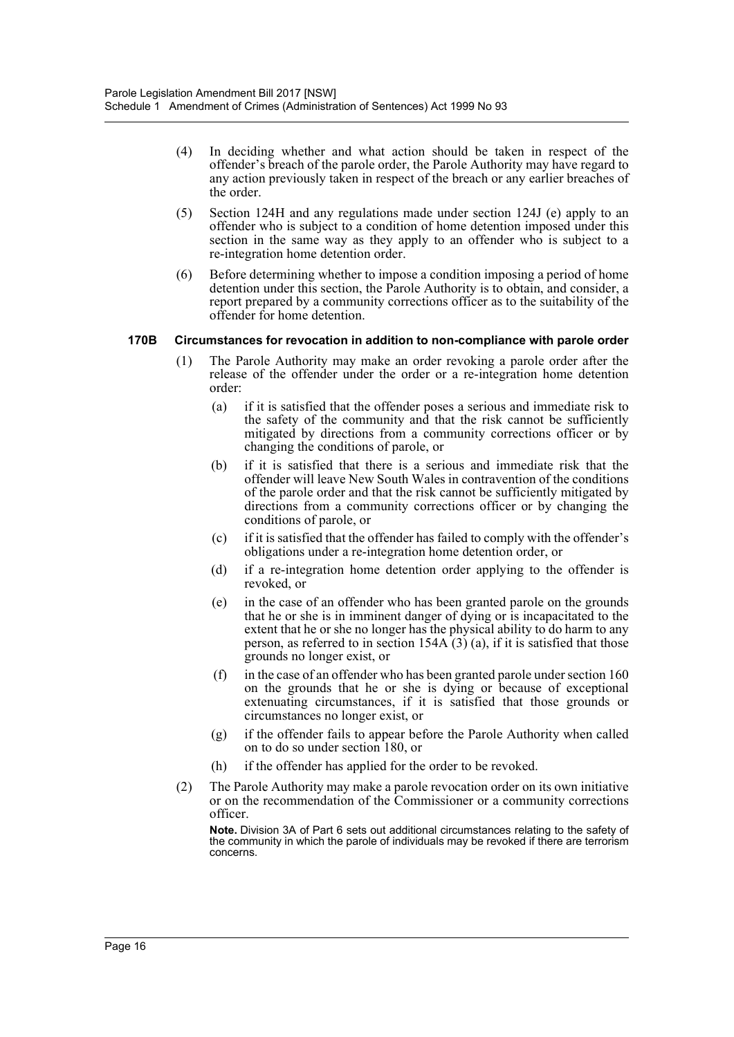(4) In deciding whether and what action should be taken in respect of the offender's breach of the parole order, the Parole Authority may have regard to any action previously taken in respect of the breach or any earlier breaches of the order.

(5) Section 124H and any regulations made under section 124J (e) apply to an offender who is subject to a condition of home detention imposed under this section in the same way as they apply to an offender who is subject to a re-integration home detention order.

(6) Before determining whether to impose a condition imposing a period of home detention under this section, the Parole Authority is to obtain, and consider, a report prepared by a community corrections officer as to the suitability of the offender for home detention.

**170B Circumstances for revocation in addition to non-compliance with parole order**

(1) The Parole Authority may make an order revoking a parole order after the release of the offender under the order or a re-integration home detention order:

(a) if it is satisfied that the offender poses a serious and immediate risk to the safety of the community and that the risk cannot be sufficiently mitigated by directions from a community corrections officer or by changing the conditions of parole, or

(b) if it is satisfied that there is a serious and immediate risk that the offender will leave New South Wales in contravention of the conditions of the parole order and that the risk cannot be sufficiently mitigated by directions from a community corrections officer or by changing the conditions of parole, or

(c) if it is satisfied that the offender has failed to comply with the offender's obligations under a re-integration home detention order, or

(d) if a re-integration home detention order applying to the offender is revoked, or

(e) in the case of an offender who has been granted parole on the grounds that he or she is in imminent danger of dying or is incapacitated to the extent that he or she no longer has the physical ability to do harm to any person, as referred to in section 154A (3) (a), if it is satisfied that those grounds no longer exist, or

(f) in the case of an offender who has been granted parole under section 160 on the grounds that he or she is dying or because of exceptional extenuating circumstances, if it is satisfied that those grounds or circumstances no longer exist, or

(g) if the offender fails to appear before the Parole Authority when called on to do so under section 180, or

(h) if the offender has applied for the order to be revoked.

(2) The Parole Authority may make a parole revocation order on its own initiative or on the recommendation of the Commissioner or a community corrections officer.

**Note.** Division 3A of Part 6 sets out additional circumstances relating to the safety of the community in which the parole of individuals may be revoked if there are terrorism concerns.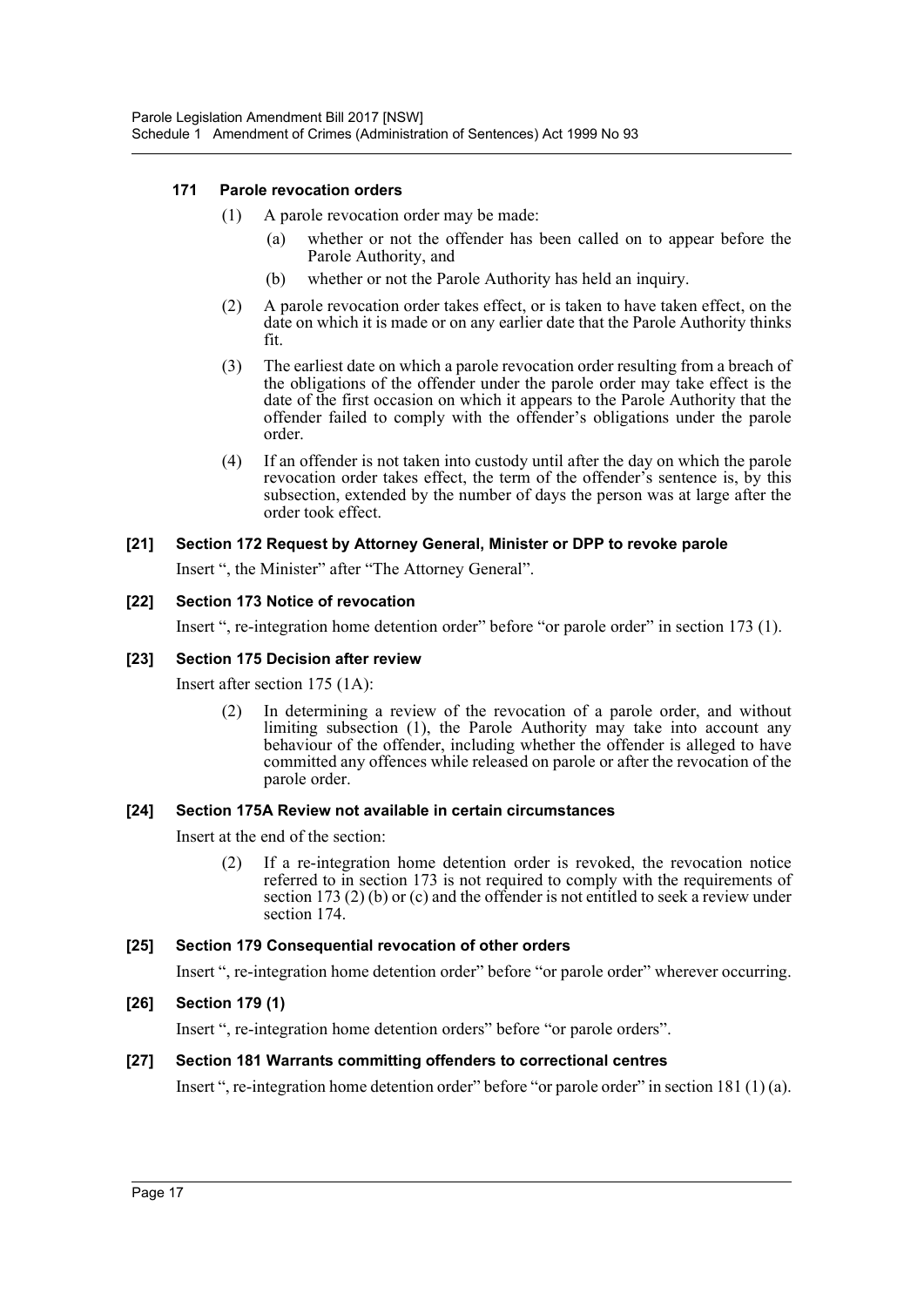#### 171 Parole revocation orders

(1) A parole revocation order may be made:

(a) whether or not the offender has been called on to appear before the Parole Authority, and

(b) whether or not the Parole Authority has held an inquiry.

(2) A parole revocation order takes effect, or is taken to have taken effect, on the date on which it is made or on any earlier date that the Parole Authority thinks fit.

(3) The earliest date on which a parole revocation order resulting from a breach of the obligations of the offender under the parole order may take effect is the date of the first occasion on which it appears to the Parole Authority that the offender failed to comply with the offender's obligations under the parole order.

(4) If an offender is not taken into custody until after the day on which the parole revocation order takes effect, the term of the offender's sentence is, by this subsection, extended by the number of days the person was at large after the order took effect.

#### [21] Section 172 Request by Attorney General, Minister or DPP to revoke parole

Insert ", the Minister" after "The Attorney General".

#### [22] Section 173 Notice of revocation

Insert ", re-integration home detention order" before "or parole order" in section 173 (1).

#### [23] Section 175 Decision after review

Insert after section 175 (1A):

(2) In determining a review of the revocation of a parole order, and without limiting subsection (1), the Parole Authority may take into account any behaviour of the offender, including whether the offender is alleged to have committed any offences while released on parole or after the revocation of the parole order.

#### [24] Section 175A Review not available in certain circumstances

Insert at the end of the section:

(2) If a re-integration home detention order is revoked, the revocation notice referred to in section 173 is not required to comply with the requirements of section 173 (2) (b) or (c) and the offender is not entitled to seek a review under section 174.

#### [25] Section 179 Consequential revocation of other orders

Insert ", re-integration home detention order" before "or parole order" wherever occurring.

#### [26] Section 179 (1)

Insert ", re-integration home detention orders" before "or parole orders".

#### [27] Section 181 Warrants committing offenders to correctional centres

Insert ", re-integration home detention order" before "or parole order" in section 181 (1) (a).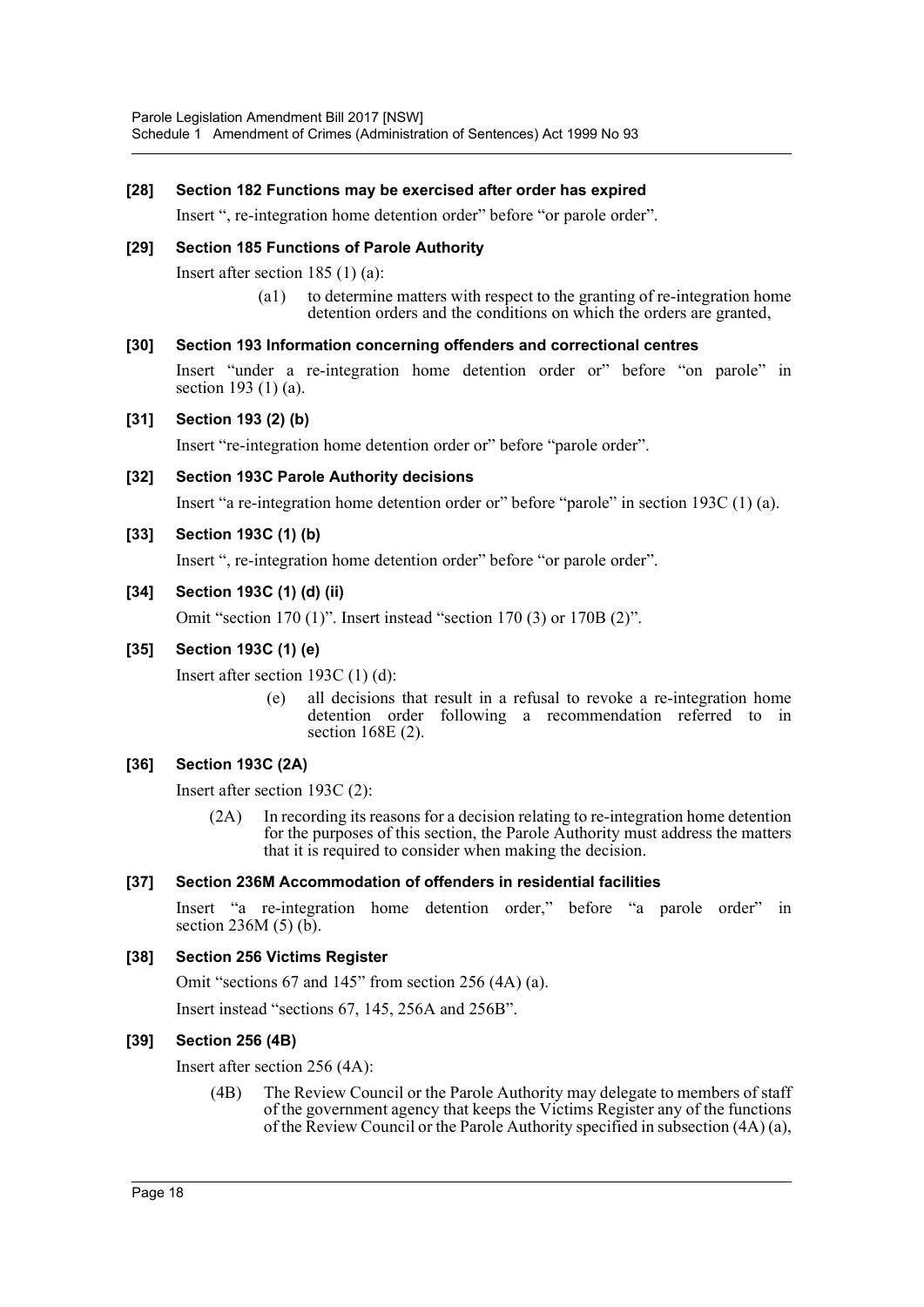**[28] Section 182 Functions may be exercised after order has expired**

Insert ", re-integration home detention order" before "or parole order".

**[29] Section 185 Functions of Parole Authority**

Insert after section 185 (1) (a):

> (a1) to determine matters with respect to the granting of re-integration home detention orders and the conditions on which the orders are granted,

**[30] Section 193 Information concerning offenders and correctional centres**

Insert "under a re-integration home detention order or" before "on parole" in section 193 (1) (a).

**[31] Section 193 (2) (b)**

Insert "re-integration home detention order or" before "parole order".

**[32] Section 193C Parole Authority decisions**

Insert "a re-integration home detention order or" before "parole" in section 193C (1) (a).

**[33] Section 193C (1) (b)**

Insert ", re-integration home detention order" before "or parole order".

**[34] Section 193C (1) (d) (ii)**

Omit "section 170 (1)". Insert instead "section 170 (3) or 170B (2)".

**[35] Section 193C (1) (e)**

Insert after section 193C (1) (d):

> (e) all decisions that result in a refusal to revoke a re-integration home detention order following a recommendation referred to in section 168E (2).

**[36] Section 193C (2A)**

Insert after section 193C (2):

> (2A) In recording its reasons for a decision relating to re-integration home detention for the purposes of this section, the Parole Authority must address the matters that it is required to consider when making the decision.

**[37] Section 236M Accommodation of offenders in residential facilities**

Insert "a re-integration home detention order," before "a parole order" in section 236M (5) (b).

**[38] Section 256 Victims Register**

Omit "sections 67 and 145" from section 256 (4A) (a).

Insert instead "sections 67, 145, 256A and 256B".

**[39] Section 256 (4B)**

Insert after section 256 (4A):

> (4B) The Review Council or the Parole Authority may delegate to members of staff of the government agency that keeps the Victims Register any of the functions of the Review Council or the Parole Authority specified in subsection (4A) (a),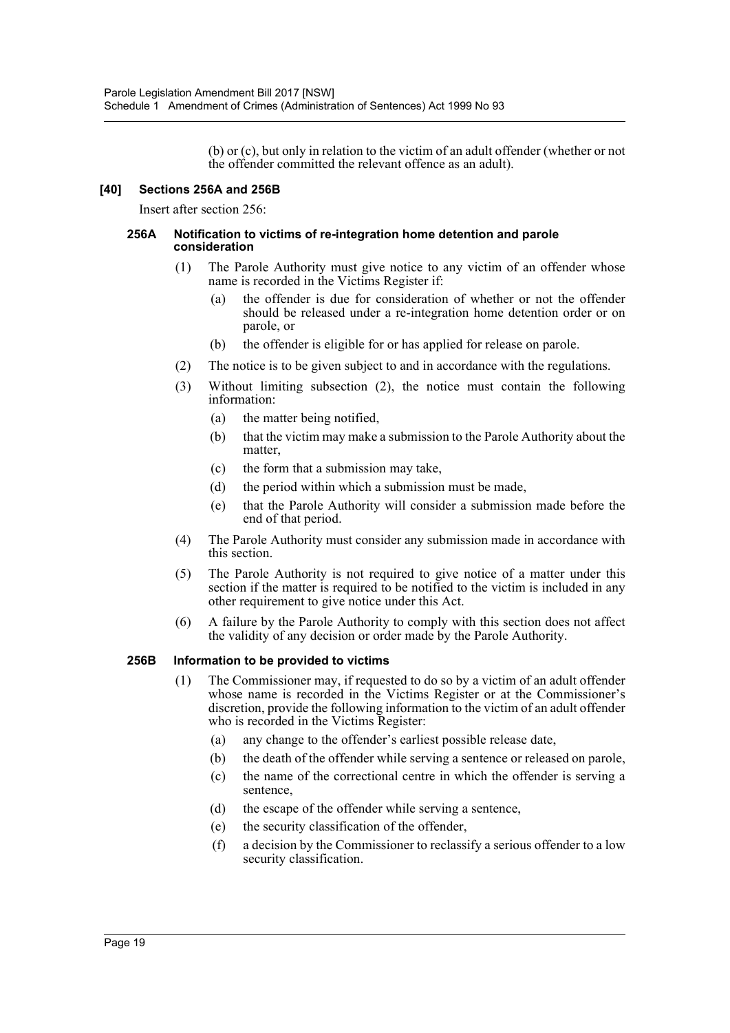(b) or (c), but only in relation to the victim of an adult offender (whether or not the offender committed the relevant offence as an adult).

### [40] Sections 256A and 256B

Insert after section 256:

#### 256A Notification to victims of re-integration home detention and parole consideration

(1) The Parole Authority must give notice to any victim of an offender whose name is recorded in the Victims Register if:

- (a) the offender is due for consideration of whether or not the offender should be released under a re-integration home detention order or on parole, or
- (b) the offender is eligible for or has applied for release on parole.

(2) The notice is to be given subject to and in accordance with the regulations.

(3) Without limiting subsection (2), the notice must contain the following information:

- (a) the matter being notified,
- (b) that the victim may make a submission to the Parole Authority about the matter,
- (c) the form that a submission may take,
- (d) the period within which a submission must be made,
- (e) that the Parole Authority will consider a submission made before the end of that period.

(4) The Parole Authority must consider any submission made in accordance with this section.

(5) The Parole Authority is not required to give notice of a matter under this section if the matter is required to be notified to the victim is included in any other requirement to give notice under this Act.

(6) A failure by the Parole Authority to comply with this section does not affect the validity of any decision or order made by the Parole Authority.

#### 256B Information to be provided to victims

(1) The Commissioner may, if requested to do so by a victim of an adult offender whose name is recorded in the Victims Register or at the Commissioner's discretion, provide the following information to the victim of an adult offender who is recorded in the Victims Register:

- (a) any change to the offender's earliest possible release date,
- (b) the death of the offender while serving a sentence or released on parole,
- (c) the name of the correctional centre in which the offender is serving a sentence,
- (d) the escape of the offender while serving a sentence,
- (e) the security classification of the offender,
- (f) a decision by the Commissioner to reclassify a serious offender to a low security classification.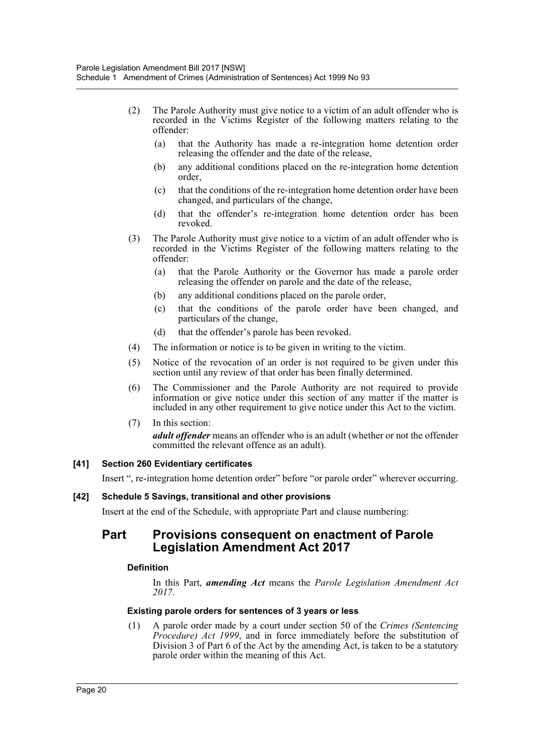(2) The Parole Authority must give notice to a victim of an adult offender who is recorded in the Victims Register of the following matters relating to the offender:

  (a) that the Authority has made a re-integration home detention order releasing the offender and the date of the release,

  (b) any additional conditions placed on the re-integration home detention order,

  (c) that the conditions of the re-integration home detention order have been changed, and particulars of the change,

  (d) that the offender's re-integration home detention order has been revoked.

(3) The Parole Authority must give notice to a victim of an adult offender who is recorded in the Victims Register of the following matters relating to the offender:

  (a) that the Parole Authority or the Governor has made a parole order releasing the offender on parole and the date of the release,

  (b) any additional conditions placed on the parole order,

  (c) that the conditions of the parole order have been changed, and particulars of the change,

  (d) that the offender's parole has been revoked.

(4) The information or notice is to be given in writing to the victim.

(5) Notice of the revocation of an order is not required to be given under this section until any review of that order has been finally determined.

(6) The Commissioner and the Parole Authority are not required to provide information or give notice under this section of any matter if the matter is included in any other requirement to give notice under this Act to the victim.

(7) In this section:

*adult offender* means an offender who is an adult (whether or not the offender committed the relevant offence as an adult).

#### [41] Section 260 Evidentiary certificates

Insert ", re-integration home detention order" before "or parole order" wherever occurring.

#### [42] Schedule 5 Savings, transitional and other provisions

Insert at the end of the Schedule, with appropriate Part and clause numbering:

## Part Provisions consequent on enactment of Parole Legislation Amendment Act 2017

#### Definition

In this Part, ***amending Act*** means the *Parole Legislation Amendment Act 2017*.

#### Existing parole orders for sentences of 3 years or less

(1) A parole order made by a court under section 50 of the *Crimes (Sentencing Procedure) Act 1999*, and in force immediately before the substitution of Division 3 of Part 6 of the Act by the amending Act, is taken to be a statutory parole order within the meaning of this Act.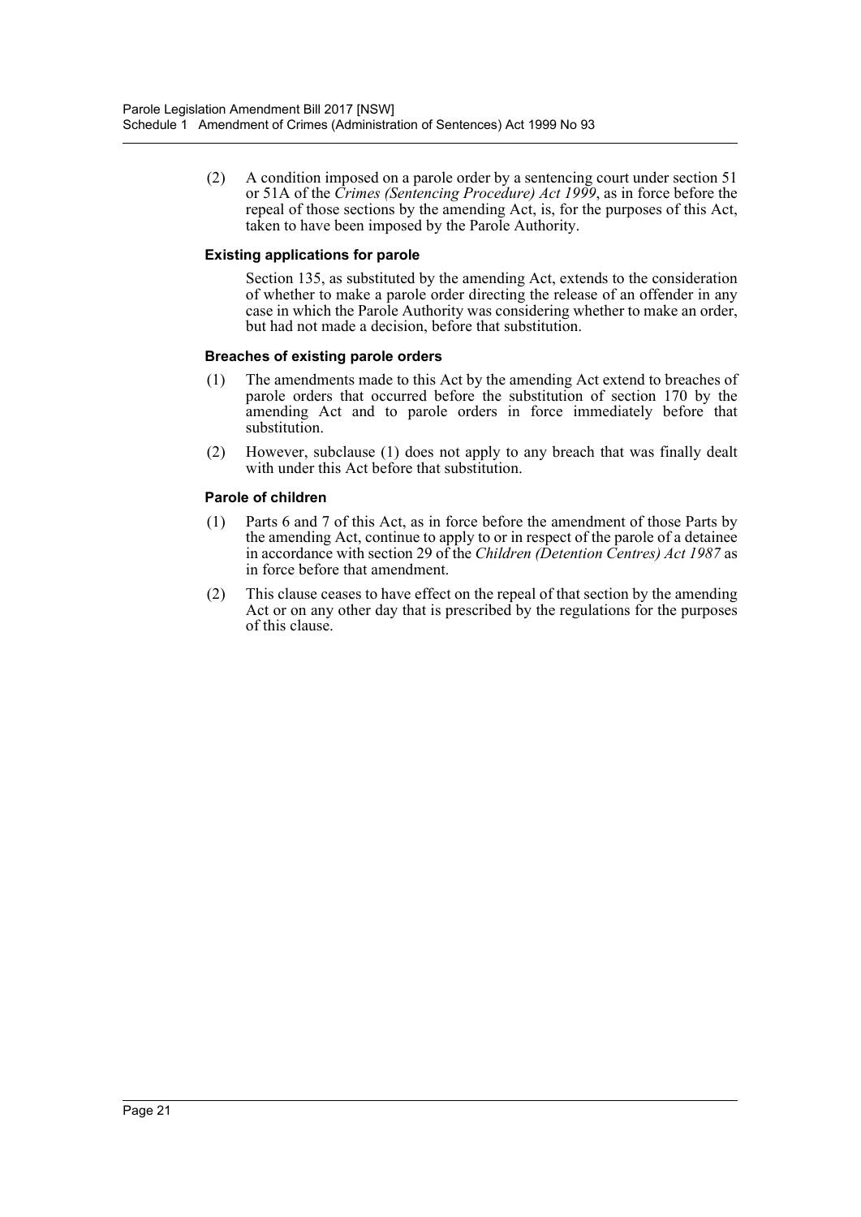(2) A condition imposed on a parole order by a sentencing court under section 51 or 51A of the *Crimes (Sentencing Procedure) Act 1999*, as in force before the repeal of those sections by the amending Act, is, for the purposes of this Act, taken to have been imposed by the Parole Authority.

**Existing applications for parole**

Section 135, as substituted by the amending Act, extends to the consideration of whether to make a parole order directing the release of an offender in any case in which the Parole Authority was considering whether to make an order, but had not made a decision, before that substitution.

**Breaches of existing parole orders**

(1) The amendments made to this Act by the amending Act extend to breaches of parole orders that occurred before the substitution of section 170 by the amending Act and to parole orders in force immediately before that substitution.

(2) However, subclause (1) does not apply to any breach that was finally dealt with under this Act before that substitution.

**Parole of children**

(1) Parts 6 and 7 of this Act, as in force before the amendment of those Parts by the amending Act, continue to apply to or in respect of the parole of a detainee in accordance with section 29 of the *Children (Detention Centres) Act 1987* as in force before that amendment.

(2) This clause ceases to have effect on the repeal of that section by the amending Act or on any other day that is prescribed by the regulations for the purposes of this clause.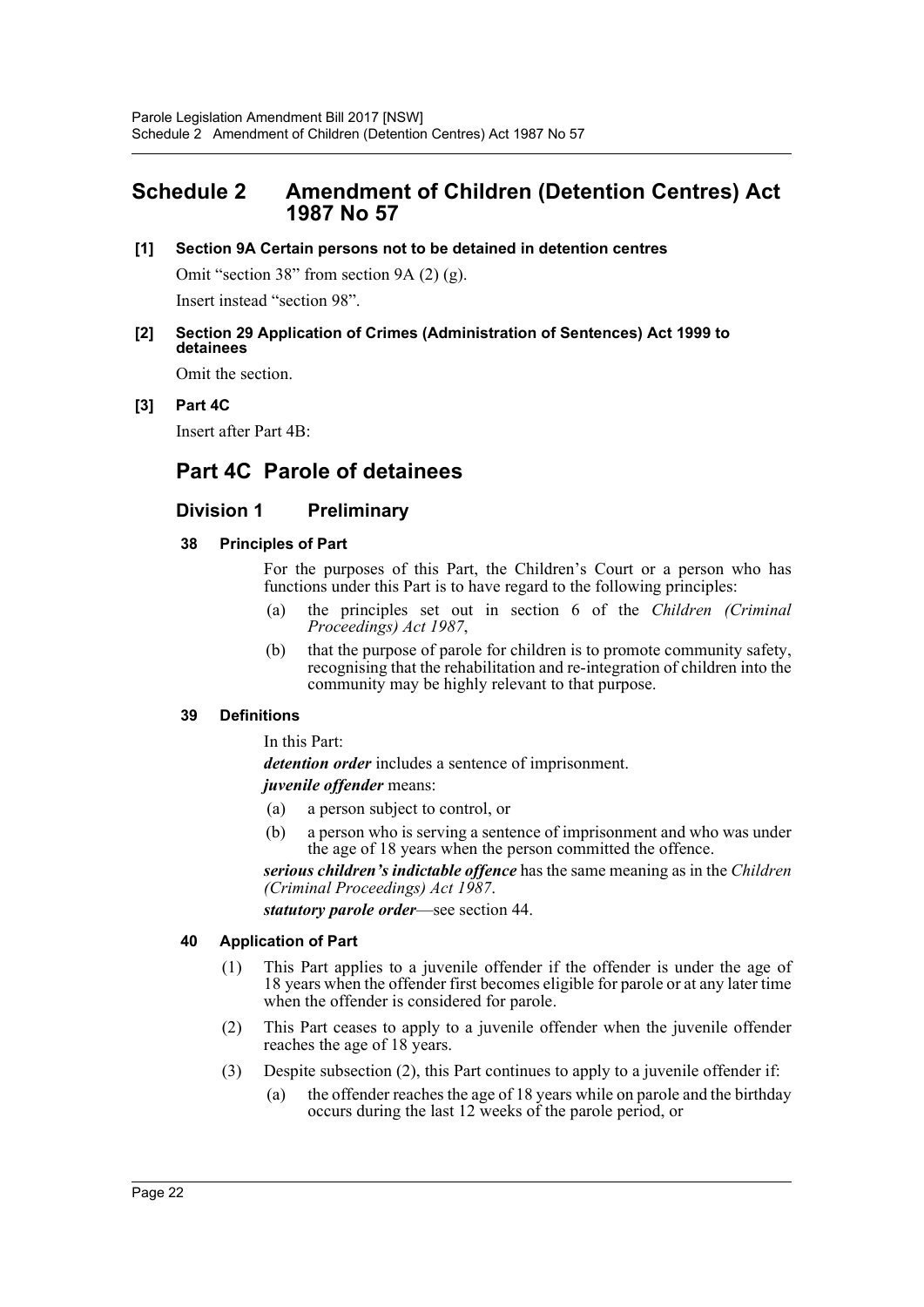# Schedule 2 Amendment of Children (Detention Centres) Act 1987 No 57

**[1] Section 9A Certain persons not to be detained in detention centres**

Omit "section 38" from section 9A (2) (g).

Insert instead "section 98".

**[2] Section 29 Application of Crimes (Administration of Sentences) Act 1999 to detainees**

Omit the section.

**[3] Part 4C**

Insert after Part 4B:

## Part 4C Parole of detainees

### Division 1 Preliminary

#### 38 Principles of Part

For the purposes of this Part, the Children's Court or a person who has functions under this Part is to have regard to the following principles:

- (a) the principles set out in section 6 of the *Children (Criminal Proceedings) Act 1987*,
- (b) that the purpose of parole for children is to promote community safety, recognising that the rehabilitation and re-integration of children into the community may be highly relevant to that purpose.

#### 39 Definitions

In this Part:

***detention order*** includes a sentence of imprisonment.

***juvenile offender*** means:

- (a) a person subject to control, or
- (b) a person who is serving a sentence of imprisonment and who was under the age of 18 years when the person committed the offence.

***serious children's indictable offence*** has the same meaning as in the *Children (Criminal Proceedings) Act 1987*.

***statutory parole order***—see section 44.

#### 40 Application of Part

- (1) This Part applies to a juvenile offender if the offender is under the age of 18 years when the offender first becomes eligible for parole or at any later time when the offender is considered for parole.
- (2) This Part ceases to apply to a juvenile offender when the juvenile offender reaches the age of 18 years.
- (3) Despite subsection (2), this Part continues to apply to a juvenile offender if:
  - (a) the offender reaches the age of 18 years while on parole and the birthday occurs during the last 12 weeks of the parole period, or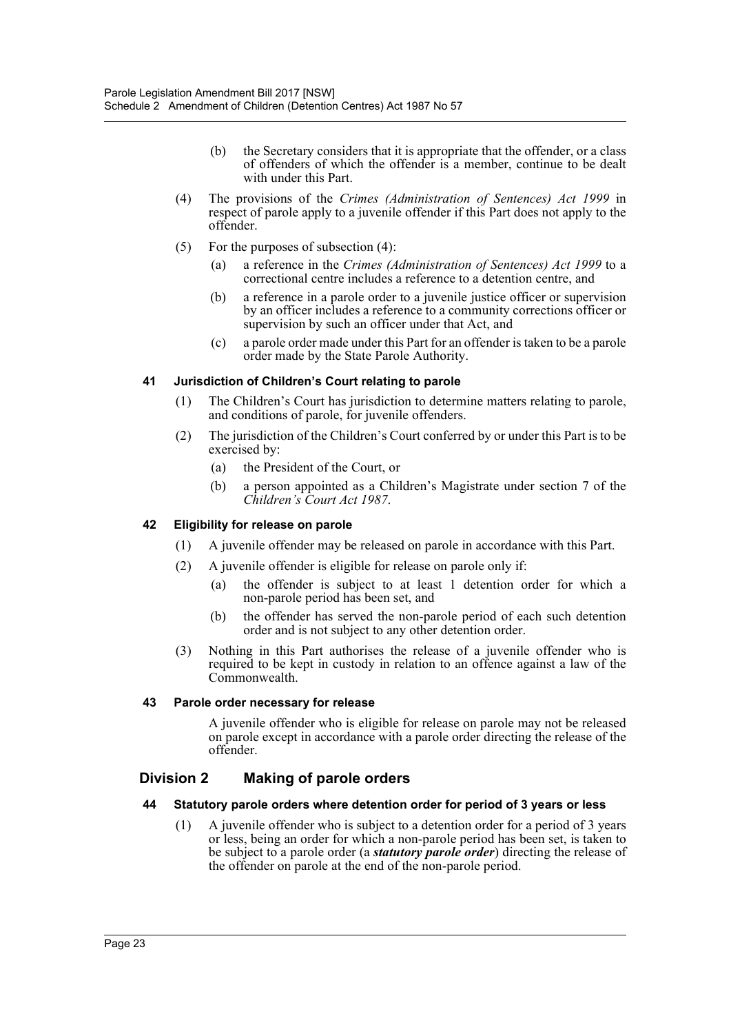(b) the Secretary considers that it is appropriate that the offender, or a class of offenders of which the offender is a member, continue to be dealt with under this Part.

(4) The provisions of the *Crimes (Administration of Sentences) Act 1999* in respect of parole apply to a juvenile offender if this Part does not apply to the offender.

(5) For the purposes of subsection (4):

(a) a reference in the *Crimes (Administration of Sentences) Act 1999* to a correctional centre includes a reference to a detention centre, and

(b) a reference in a parole order to a juvenile justice officer or supervision by an officer includes a reference to a community corrections officer or supervision by such an officer under that Act, and

(c) a parole order made under this Part for an offender is taken to be a parole order made by the State Parole Authority.

#### 41 Jurisdiction of Children's Court relating to parole

(1) The Children's Court has jurisdiction to determine matters relating to parole, and conditions of parole, for juvenile offenders.

(2) The jurisdiction of the Children's Court conferred by or under this Part is to be exercised by:

(a) the President of the Court, or

(b) a person appointed as a Children's Magistrate under section 7 of the *Children's Court Act 1987*.

#### 42 Eligibility for release on parole

(1) A juvenile offender may be released on parole in accordance with this Part.

(2) A juvenile offender is eligible for release on parole only if:

(a) the offender is subject to at least 1 detention order for which a non-parole period has been set, and

(b) the offender has served the non-parole period of each such detention order and is not subject to any other detention order.

(3) Nothing in this Part authorises the release of a juvenile offender who is required to be kept in custody in relation to an offence against a law of the Commonwealth.

#### 43 Parole order necessary for release

A juvenile offender who is eligible for release on parole may not be released on parole except in accordance with a parole order directing the release of the offender.

### Division 2 Making of parole orders

#### 44 Statutory parole orders where detention order for period of 3 years or less

(1) A juvenile offender who is subject to a detention order for a period of 3 years or less, being an order for which a non-parole period has been set, is taken to be subject to a parole order (a ***statutory parole order***) directing the release of the offender on parole at the end of the non-parole period.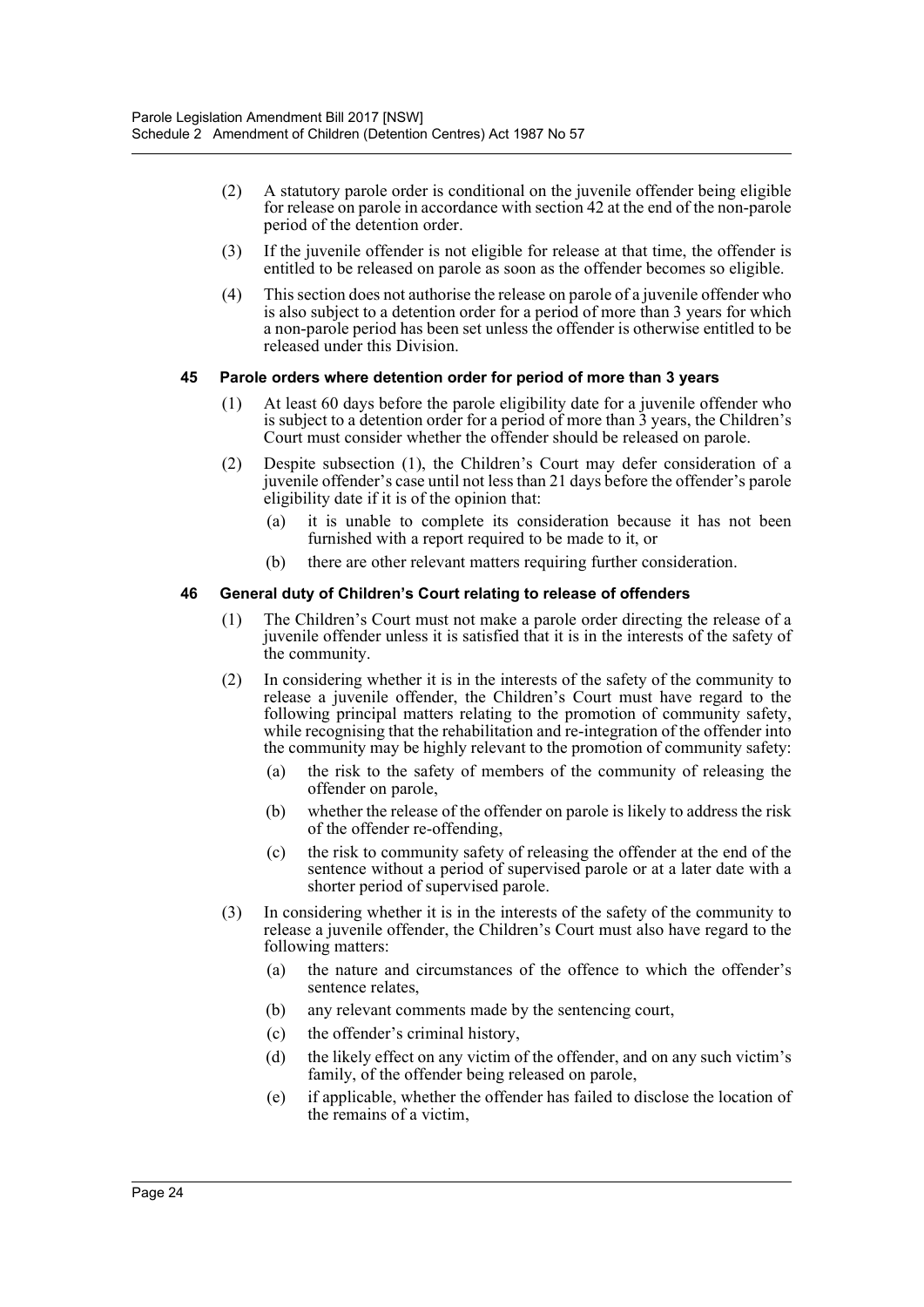(2) A statutory parole order is conditional on the juvenile offender being eligible for release on parole in accordance with section 42 at the end of the non-parole period of the detention order.

(3) If the juvenile offender is not eligible for release at that time, the offender is entitled to be released on parole as soon as the offender becomes so eligible.

(4) This section does not authorise the release on parole of a juvenile offender who is also subject to a detention order for a period of more than 3 years for which a non-parole period has been set unless the offender is otherwise entitled to be released under this Division.

#### 45 Parole orders where detention order for period of more than 3 years

(1) At least 60 days before the parole eligibility date for a juvenile offender who is subject to a detention order for a period of more than 3 years, the Children's Court must consider whether the offender should be released on parole.

(2) Despite subsection (1), the Children's Court may defer consideration of a juvenile offender's case until not less than 21 days before the offender's parole eligibility date if it is of the opinion that:

- (a) it is unable to complete its consideration because it has not been furnished with a report required to be made to it, or
- (b) there are other relevant matters requiring further consideration.

#### 46 General duty of Children's Court relating to release of offenders

(1) The Children's Court must not make a parole order directing the release of a juvenile offender unless it is satisfied that it is in the interests of the safety of the community.

(2) In considering whether it is in the interests of the safety of the community to release a juvenile offender, the Children's Court must have regard to the following principal matters relating to the promotion of community safety, while recognising that the rehabilitation and re-integration of the offender into the community may be highly relevant to the promotion of community safety:

- (a) the risk to the safety of members of the community of releasing the offender on parole,
- (b) whether the release of the offender on parole is likely to address the risk of the offender re-offending,
- (c) the risk to community safety of releasing the offender at the end of the sentence without a period of supervised parole or at a later date with a shorter period of supervised parole.

(3) In considering whether it is in the interests of the safety of the community to release a juvenile offender, the Children's Court must also have regard to the following matters:

- (a) the nature and circumstances of the offence to which the offender's sentence relates,
- (b) any relevant comments made by the sentencing court,
- (c) the offender's criminal history,
- (d) the likely effect on any victim of the offender, and on any such victim's family, of the offender being released on parole,
- (e) if applicable, whether the offender has failed to disclose the location of the remains of a victim,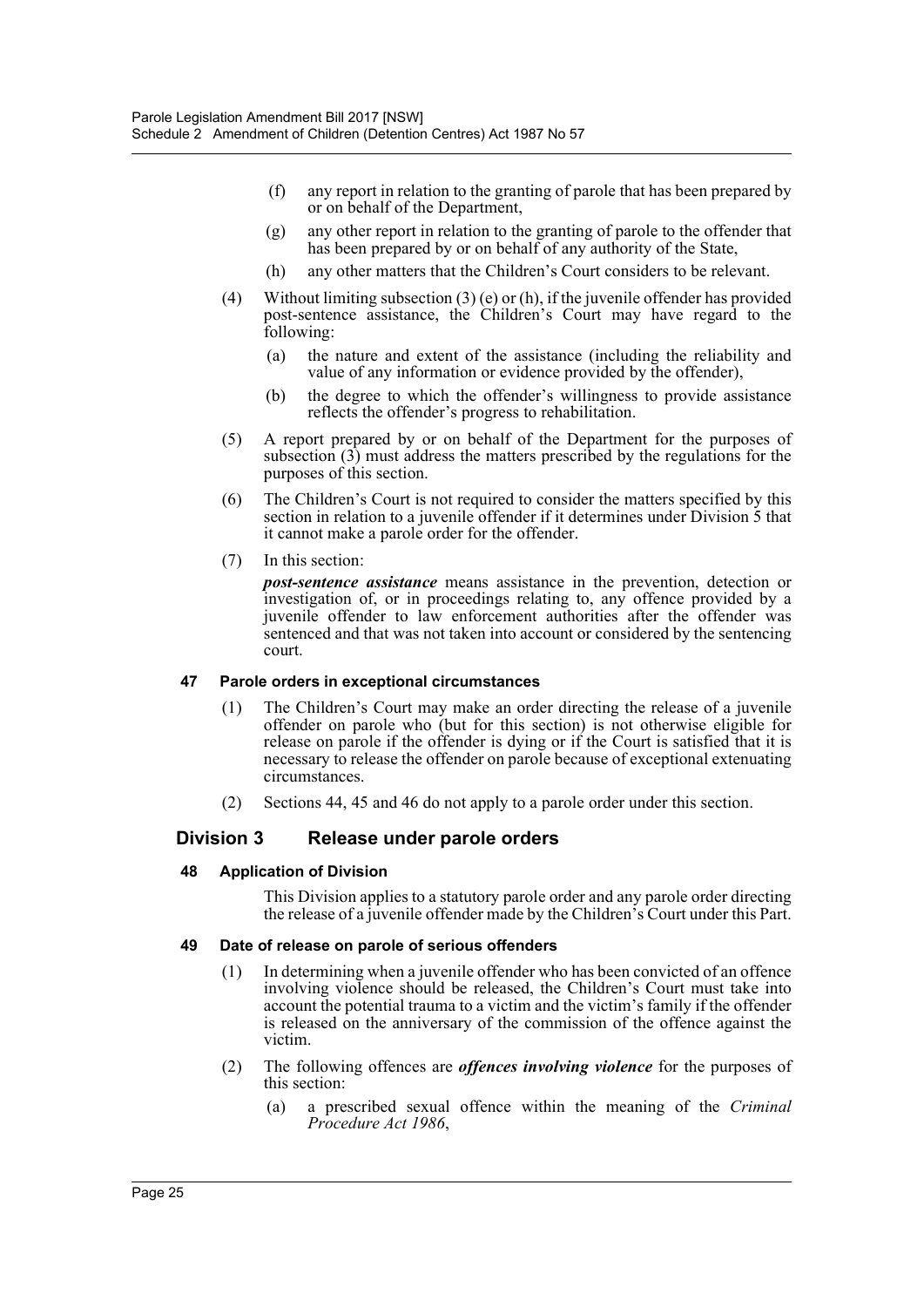(f) any report in relation to the granting of parole that has been prepared by or on behalf of the Department,

(g) any other report in relation to the granting of parole to the offender that has been prepared by or on behalf of any authority of the State,

(h) any other matters that the Children's Court considers to be relevant.

(4) Without limiting subsection (3) (e) or (h), if the juvenile offender has provided post-sentence assistance, the Children's Court may have regard to the following:

(a) the nature and extent of the assistance (including the reliability and value of any information or evidence provided by the offender),

(b) the degree to which the offender's willingness to provide assistance reflects the offender's progress to rehabilitation.

(5) A report prepared by or on behalf of the Department for the purposes of subsection (3) must address the matters prescribed by the regulations for the purposes of this section.

(6) The Children's Court is not required to consider the matters specified by this section in relation to a juvenile offender if it determines under Division 5 that it cannot make a parole order for the offender.

(7) In this section:

***post-sentence assistance*** means assistance in the prevention, detection or investigation of, or in proceedings relating to, any offence provided by a juvenile offender to law enforcement authorities after the offender was sentenced and that was not taken into account or considered by the sentencing court.

#### 47 Parole orders in exceptional circumstances

(1) The Children's Court may make an order directing the release of a juvenile offender on parole who (but for this section) is not otherwise eligible for release on parole if the offender is dying or if the Court is satisfied that it is necessary to release the offender on parole because of exceptional extenuating circumstances.

(2) Sections 44, 45 and 46 do not apply to a parole order under this section.

### Division 3 Release under parole orders

#### 48 Application of Division

This Division applies to a statutory parole order and any parole order directing the release of a juvenile offender made by the Children's Court under this Part.

#### 49 Date of release on parole of serious offenders

(1) In determining when a juvenile offender who has been convicted of an offence involving violence should be released, the Children's Court must take into account the potential trauma to a victim and the victim's family if the offender is released on the anniversary of the commission of the offence against the victim.

(2) The following offences are ***offences involving violence*** for the purposes of this section:

(a) a prescribed sexual offence within the meaning of the *Criminal Procedure Act 1986*,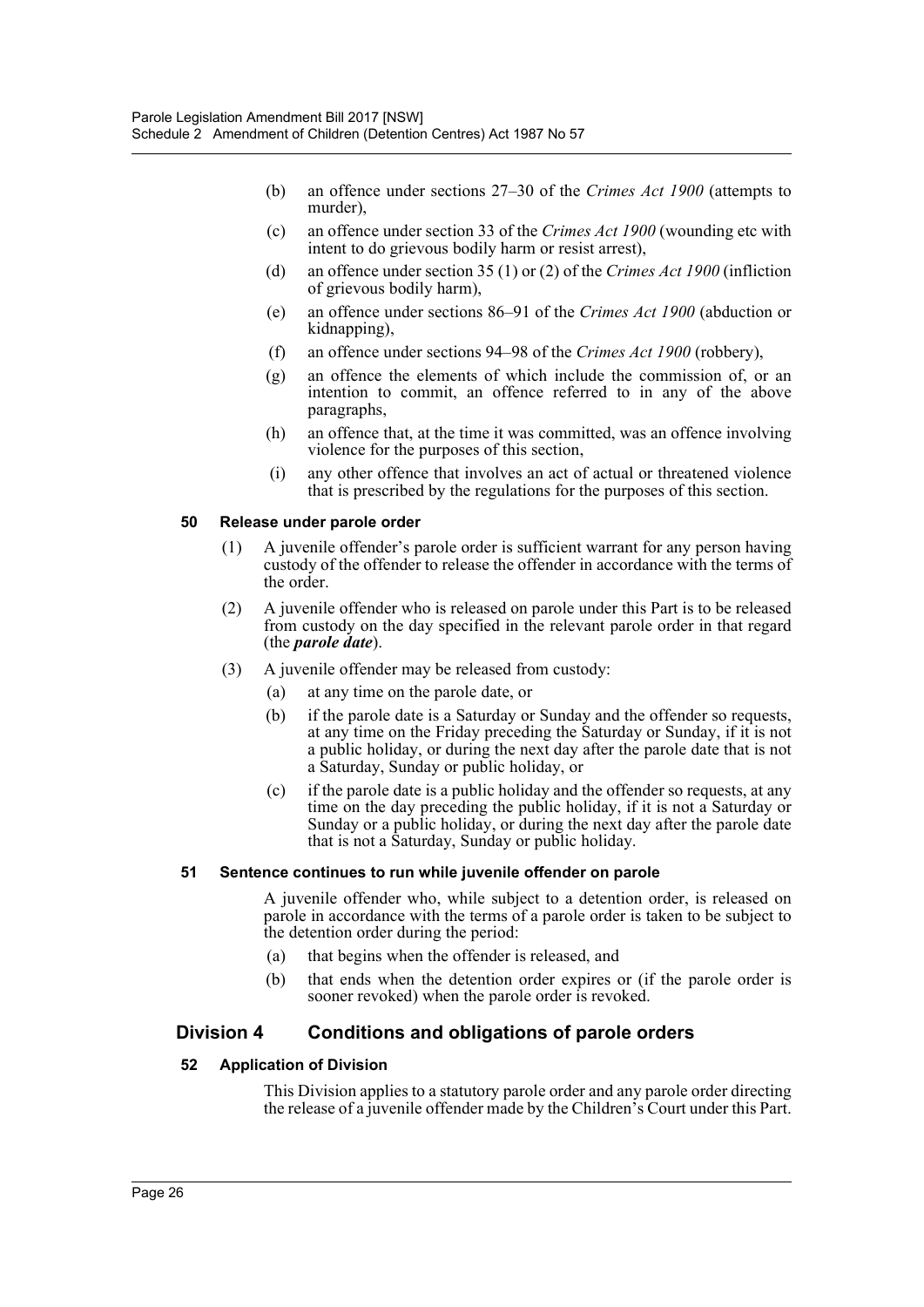- (b) an offence under sections 27–30 of the *Crimes Act 1900* (attempts to murder),
- (c) an offence under section 33 of the *Crimes Act 1900* (wounding etc with intent to do grievous bodily harm or resist arrest),
- (d) an offence under section 35 (1) or (2) of the *Crimes Act 1900* (infliction of grievous bodily harm),
- (e) an offence under sections 86–91 of the *Crimes Act 1900* (abduction or kidnapping),
- (f) an offence under sections 94–98 of the *Crimes Act 1900* (robbery),
- (g) an offence the elements of which include the commission of, or an intention to commit, an offence referred to in any of the above paragraphs,
- (h) an offence that, at the time it was committed, was an offence involving violence for the purposes of this section,
- (i) any other offence that involves an act of actual or threatened violence that is prescribed by the regulations for the purposes of this section.

#### 50 Release under parole order

(1) A juvenile offender's parole order is sufficient warrant for any person having custody of the offender to release the offender in accordance with the terms of the order.

(2) A juvenile offender who is released on parole under this Part is to be released from custody on the day specified in the relevant parole order in that regard (the ***parole date***).

(3) A juvenile offender may be released from custody:

- (a) at any time on the parole date, or
- (b) if the parole date is a Saturday or Sunday and the offender so requests, at any time on the Friday preceding the Saturday or Sunday, if it is not a public holiday, or during the next day after the parole date that is not a Saturday, Sunday or public holiday, or
- (c) if the parole date is a public holiday and the offender so requests, at any time on the day preceding the public holiday, if it is not a Saturday or Sunday or a public holiday, or during the next day after the parole date that is not a Saturday, Sunday or public holiday.

#### 51 Sentence continues to run while juvenile offender on parole

A juvenile offender who, while subject to a detention order, is released on parole in accordance with the terms of a parole order is taken to be subject to the detention order during the period:

- (a) that begins when the offender is released, and
- (b) that ends when the detention order expires or (if the parole order is sooner revoked) when the parole order is revoked.

### Division 4 Conditions and obligations of parole orders

#### 52 Application of Division

This Division applies to a statutory parole order and any parole order directing the release of a juvenile offender made by the Children's Court under this Part.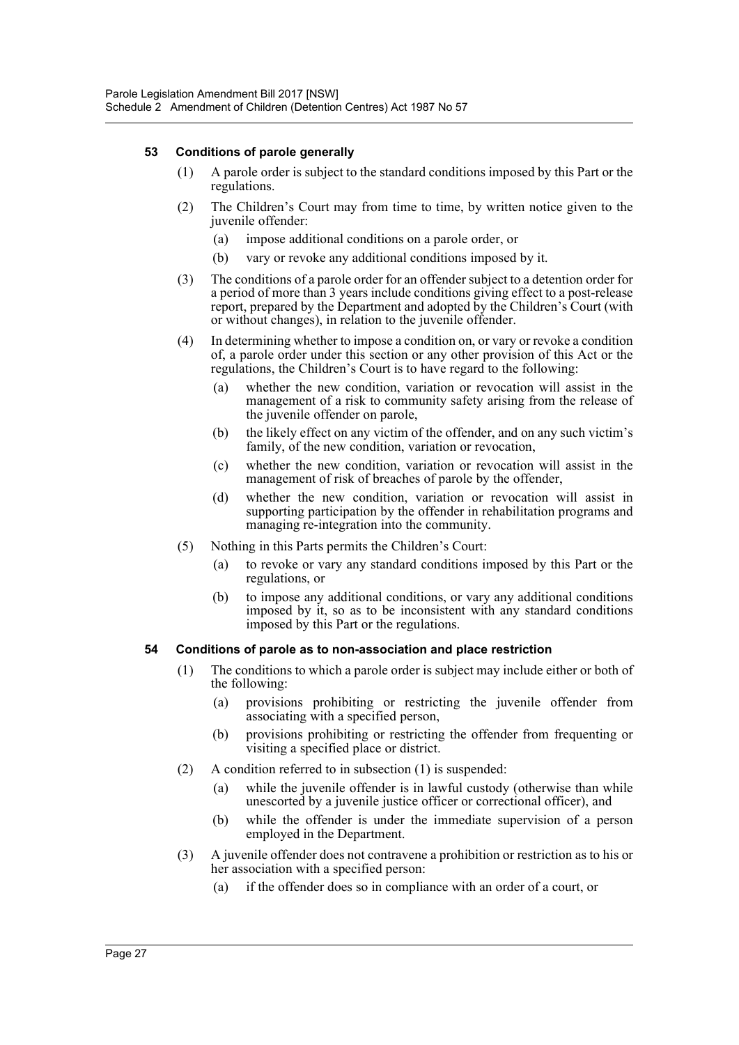#### 53 Conditions of parole generally

(1) A parole order is subject to the standard conditions imposed by this Part or the regulations.

(2) The Children's Court may from time to time, by written notice given to the juvenile offender:

  (a) impose additional conditions on a parole order, or

  (b) vary or revoke any additional conditions imposed by it.

(3) The conditions of a parole order for an offender subject to a detention order for a period of more than 3 years include conditions giving effect to a post-release report, prepared by the Department and adopted by the Children's Court (with or without changes), in relation to the juvenile offender.

(4) In determining whether to impose a condition on, or vary or revoke a condition of, a parole order under this section or any other provision of this Act or the regulations, the Children's Court is to have regard to the following:

  (a) whether the new condition, variation or revocation will assist in the management of a risk to community safety arising from the release of the juvenile offender on parole,

  (b) the likely effect on any victim of the offender, and on any such victim's family, of the new condition, variation or revocation,

  (c) whether the new condition, variation or revocation will assist in the management of risk of breaches of parole by the offender,

  (d) whether the new condition, variation or revocation will assist in supporting participation by the offender in rehabilitation programs and managing re-integration into the community.

(5) Nothing in this Parts permits the Children's Court:

  (a) to revoke or vary any standard conditions imposed by this Part or the regulations, or

  (b) to impose any additional conditions, or vary any additional conditions imposed by it, so as to be inconsistent with any standard conditions imposed by this Part or the regulations.

#### 54 Conditions of parole as to non-association and place restriction

(1) The conditions to which a parole order is subject may include either or both of the following:

  (a) provisions prohibiting or restricting the juvenile offender from associating with a specified person,

  (b) provisions prohibiting or restricting the offender from frequenting or visiting a specified place or district.

(2) A condition referred to in subsection (1) is suspended:

  (a) while the juvenile offender is in lawful custody (otherwise than while unescorted by a juvenile justice officer or correctional officer), and

  (b) while the offender is under the immediate supervision of a person employed in the Department.

(3) A juvenile offender does not contravene a prohibition or restriction as to his or her association with a specified person:

  (a) if the offender does so in compliance with an order of a court, or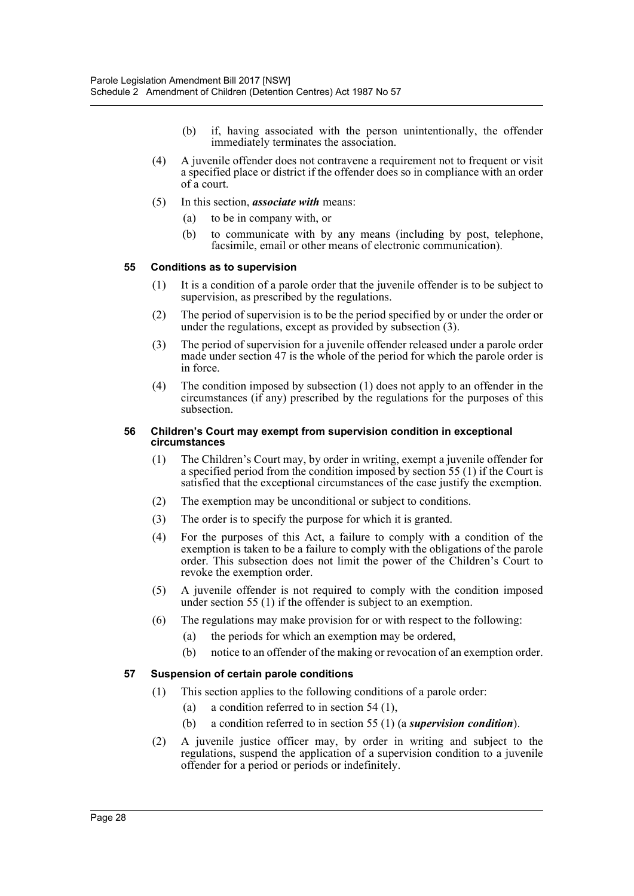(b) if, having associated with the person unintentionally, the offender immediately terminates the association.

(4) A juvenile offender does not contravene a requirement not to frequent or visit a specified place or district if the offender does so in compliance with an order of a court.

(5) In this section, ***associate with*** means:

(a) to be in company with, or

(b) to communicate with by any means (including by post, telephone, facsimile, email or other means of electronic communication).

#### 55 Conditions as to supervision

(1) It is a condition of a parole order that the juvenile offender is to be subject to supervision, as prescribed by the regulations.

(2) The period of supervision is to be the period specified by or under the order or under the regulations, except as provided by subsection (3).

(3) The period of supervision for a juvenile offender released under a parole order made under section 47 is the whole of the period for which the parole order is in force.

(4) The condition imposed by subsection (1) does not apply to an offender in the circumstances (if any) prescribed by the regulations for the purposes of this subsection.

#### 56 Children's Court may exempt from supervision condition in exceptional circumstances

(1) The Children's Court may, by order in writing, exempt a juvenile offender for a specified period from the condition imposed by section 55 (1) if the Court is satisfied that the exceptional circumstances of the case justify the exemption.

(2) The exemption may be unconditional or subject to conditions.

(3) The order is to specify the purpose for which it is granted.

(4) For the purposes of this Act, a failure to comply with a condition of the exemption is taken to be a failure to comply with the obligations of the parole order. This subsection does not limit the power of the Children's Court to revoke the exemption order.

(5) A juvenile offender is not required to comply with the condition imposed under section 55 (1) if the offender is subject to an exemption.

(6) The regulations may make provision for or with respect to the following:

(a) the periods for which an exemption may be ordered,

(b) notice to an offender of the making or revocation of an exemption order.

#### 57 Suspension of certain parole conditions

(1) This section applies to the following conditions of a parole order:

(a) a condition referred to in section 54 (1),

(b) a condition referred to in section 55 (1) (a ***supervision condition***).

(2) A juvenile justice officer may, by order in writing and subject to the regulations, suspend the application of a supervision condition to a juvenile offender for a period or periods or indefinitely.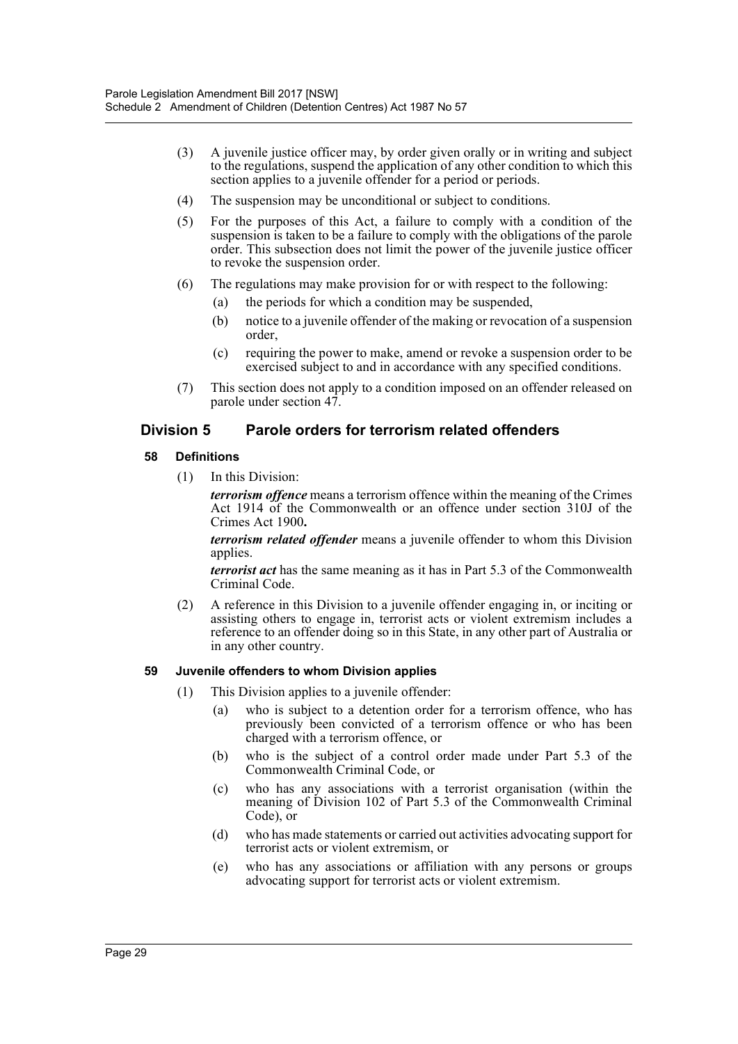(3) A juvenile justice officer may, by order given orally or in writing and subject to the regulations, suspend the application of any other condition to which this section applies to a juvenile offender for a period or periods.

(4) The suspension may be unconditional or subject to conditions.

(5) For the purposes of this Act, a failure to comply with a condition of the suspension is taken to be a failure to comply with the obligations of the parole order. This subsection does not limit the power of the juvenile justice officer to revoke the suspension order.

(6) The regulations may make provision for or with respect to the following:

(a) the periods for which a condition may be suspended,

(b) notice to a juvenile offender of the making or revocation of a suspension order,

(c) requiring the power to make, amend or revoke a suspension order to be exercised subject to and in accordance with any specified conditions.

(7) This section does not apply to a condition imposed on an offender released on parole under section 47.

## Division 5 Parole orders for terrorism related offenders

### 58 Definitions

(1) In this Division:

***terrorism offence*** means a terrorism offence within the meaning of the Crimes Act 1914 of the Commonwealth or an offence under section 310J of the Crimes Act 1900**.**

***terrorism related offender*** means a juvenile offender to whom this Division applies.

***terrorist act*** has the same meaning as it has in Part 5.3 of the Commonwealth Criminal Code.

(2) A reference in this Division to a juvenile offender engaging in, or inciting or assisting others to engage in, terrorist acts or violent extremism includes a reference to an offender doing so in this State, in any other part of Australia or in any other country.

### 59 Juvenile offenders to whom Division applies

(1) This Division applies to a juvenile offender:

(a) who is subject to a detention order for a terrorism offence, who has previously been convicted of a terrorism offence or who has been charged with a terrorism offence, or

(b) who is the subject of a control order made under Part 5.3 of the Commonwealth Criminal Code, or

(c) who has any associations with a terrorist organisation (within the meaning of Division 102 of Part 5.3 of the Commonwealth Criminal Code), or

(d) who has made statements or carried out activities advocating support for terrorist acts or violent extremism, or

(e) who has any associations or affiliation with any persons or groups advocating support for terrorist acts or violent extremism.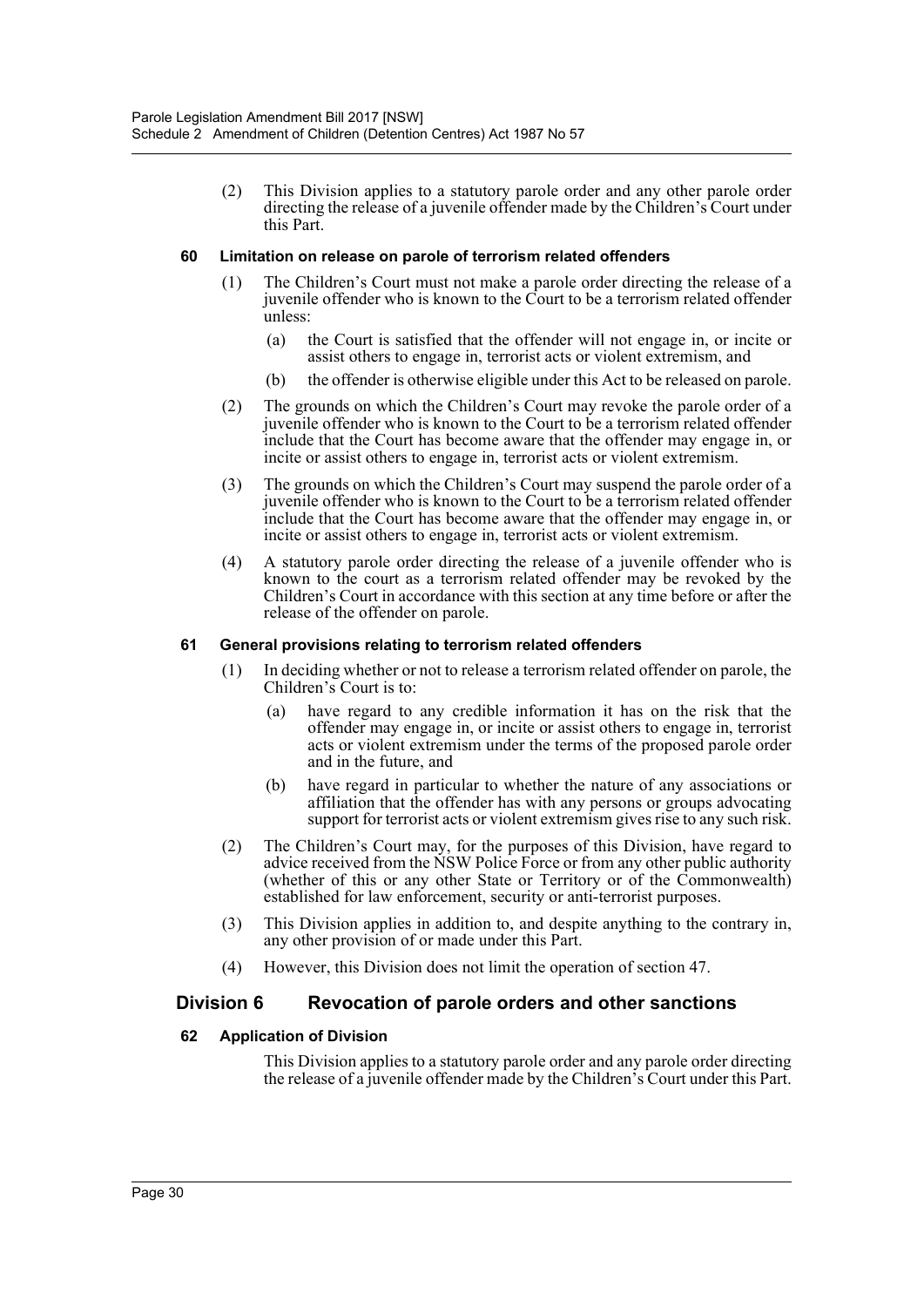(2) This Division applies to a statutory parole order and any other parole order directing the release of a juvenile offender made by the Children's Court under this Part.

#### 60 Limitation on release on parole of terrorism related offenders

(1) The Children's Court must not make a parole order directing the release of a juvenile offender who is known to the Court to be a terrorism related offender unless:

(a) the Court is satisfied that the offender will not engage in, or incite or assist others to engage in, terrorist acts or violent extremism, and

(b) the offender is otherwise eligible under this Act to be released on parole.

(2) The grounds on which the Children's Court may revoke the parole order of a juvenile offender who is known to the Court to be a terrorism related offender include that the Court has become aware that the offender may engage in, or incite or assist others to engage in, terrorist acts or violent extremism.

(3) The grounds on which the Children's Court may suspend the parole order of a juvenile offender who is known to the Court to be a terrorism related offender include that the Court has become aware that the offender may engage in, or incite or assist others to engage in, terrorist acts or violent extremism.

(4) A statutory parole order directing the release of a juvenile offender who is known to the court as a terrorism related offender may be revoked by the Children's Court in accordance with this section at any time before or after the release of the offender on parole.

#### 61 General provisions relating to terrorism related offenders

(1) In deciding whether or not to release a terrorism related offender on parole, the Children's Court is to:

(a) have regard to any credible information it has on the risk that the offender may engage in, or incite or assist others to engage in, terrorist acts or violent extremism under the terms of the proposed parole order and in the future, and

(b) have regard in particular to whether the nature of any associations or affiliation that the offender has with any persons or groups advocating support for terrorist acts or violent extremism gives rise to any such risk.

(2) The Children's Court may, for the purposes of this Division, have regard to advice received from the NSW Police Force or from any other public authority (whether of this or any other State or Territory or of the Commonwealth) established for law enforcement, security or anti-terrorist purposes.

(3) This Division applies in addition to, and despite anything to the contrary in, any other provision of or made under this Part.

(4) However, this Division does not limit the operation of section 47.

### Division 6 Revocation of parole orders and other sanctions

#### 62 Application of Division

This Division applies to a statutory parole order and any parole order directing the release of a juvenile offender made by the Children's Court under this Part.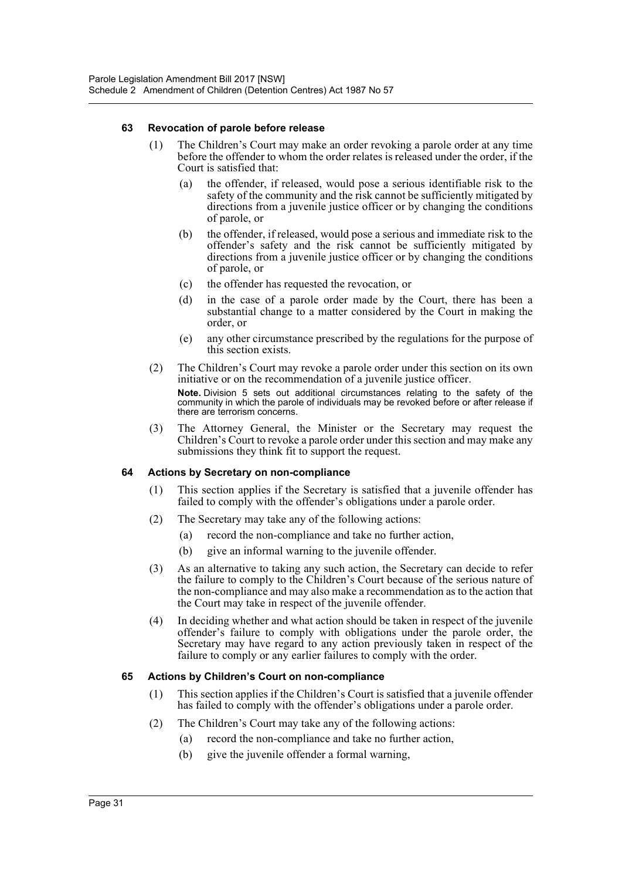#### 63 Revocation of parole before release

(1) The Children's Court may make an order revoking a parole order at any time before the offender to whom the order relates is released under the order, if the Court is satisfied that:

(a) the offender, if released, would pose a serious identifiable risk to the safety of the community and the risk cannot be sufficiently mitigated by directions from a juvenile justice officer or by changing the conditions of parole, or

(b) the offender, if released, would pose a serious and immediate risk to the offender's safety and the risk cannot be sufficiently mitigated by directions from a juvenile justice officer or by changing the conditions of parole, or

(c) the offender has requested the revocation, or

(d) in the case of a parole order made by the Court, there has been a substantial change to a matter considered by the Court in making the order, or

(e) any other circumstance prescribed by the regulations for the purpose of this section exists.

(2) The Children's Court may revoke a parole order under this section on its own initiative or on the recommendation of a juvenile justice officer.

**Note.** Division 5 sets out additional circumstances relating to the safety of the community in which the parole of individuals may be revoked before or after release if there are terrorism concerns.

(3) The Attorney General, the Minister or the Secretary may request the Children's Court to revoke a parole order under this section and may make any submissions they think fit to support the request.

#### 64 Actions by Secretary on non-compliance

(1) This section applies if the Secretary is satisfied that a juvenile offender has failed to comply with the offender's obligations under a parole order.

(2) The Secretary may take any of the following actions:

(a) record the non-compliance and take no further action,

(b) give an informal warning to the juvenile offender.

(3) As an alternative to taking any such action, the Secretary can decide to refer the failure to comply to the Children's Court because of the serious nature of the non-compliance and may also make a recommendation as to the action that the Court may take in respect of the juvenile offender.

(4) In deciding whether and what action should be taken in respect of the juvenile offender's failure to comply with obligations under the parole order, the Secretary may have regard to any action previously taken in respect of the failure to comply or any earlier failures to comply with the order.

#### 65 Actions by Children's Court on non-compliance

(1) This section applies if the Children's Court is satisfied that a juvenile offender has failed to comply with the offender's obligations under a parole order.

(2) The Children's Court may take any of the following actions:

(a) record the non-compliance and take no further action,

(b) give the juvenile offender a formal warning,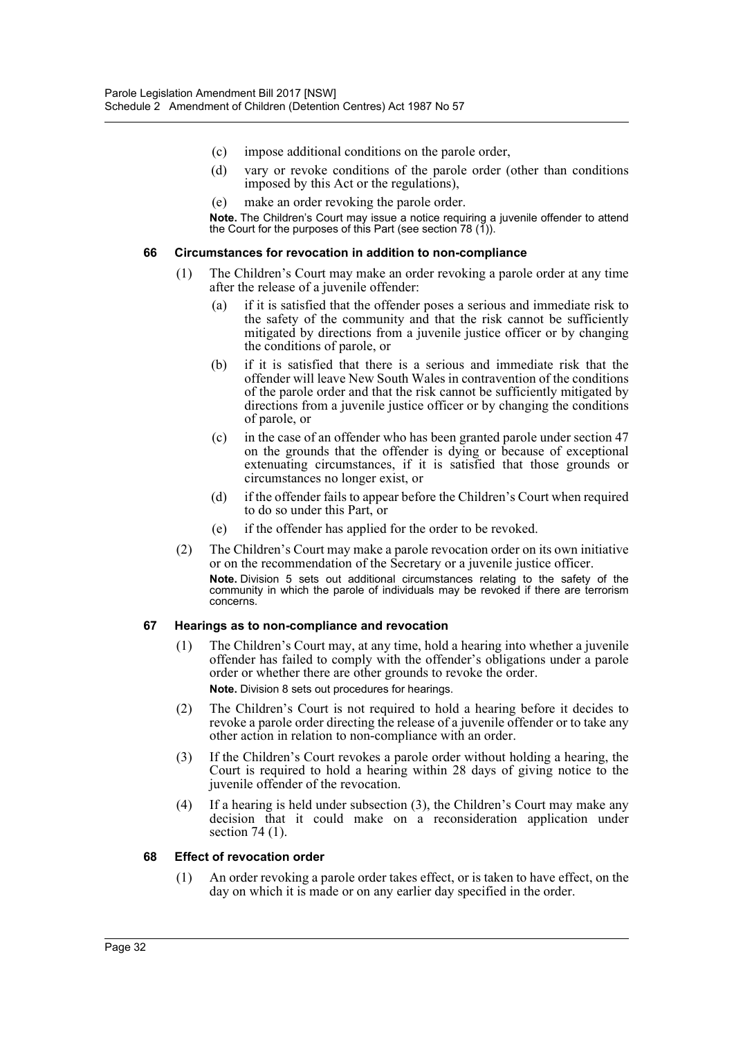(c) impose additional conditions on the parole order,

(d) vary or revoke conditions of the parole order (other than conditions imposed by this Act or the regulations),

(e) make an order revoking the parole order.

**Note.** The Children's Court may issue a notice requiring a juvenile offender to attend the Court for the purposes of this Part (see section 78 (1)).

#### 66 Circumstances for revocation in addition to non-compliance

(1) The Children's Court may make an order revoking a parole order at any time after the release of a juvenile offender:

(a) if it is satisfied that the offender poses a serious and immediate risk to the safety of the community and that the risk cannot be sufficiently mitigated by directions from a juvenile justice officer or by changing the conditions of parole, or

(b) if it is satisfied that there is a serious and immediate risk that the offender will leave New South Wales in contravention of the conditions of the parole order and that the risk cannot be sufficiently mitigated by directions from a juvenile justice officer or by changing the conditions of parole, or

(c) in the case of an offender who has been granted parole under section 47 on the grounds that the offender is dying or because of exceptional extenuating circumstances, if it is satisfied that those grounds or circumstances no longer exist, or

(d) if the offender fails to appear before the Children's Court when required to do so under this Part, or

(e) if the offender has applied for the order to be revoked.

(2) The Children's Court may make a parole revocation order on its own initiative or on the recommendation of the Secretary or a juvenile justice officer.

**Note.** Division 5 sets out additional circumstances relating to the safety of the community in which the parole of individuals may be revoked if there are terrorism concerns.

#### 67 Hearings as to non-compliance and revocation

(1) The Children's Court may, at any time, hold a hearing into whether a juvenile offender has failed to comply with the offender's obligations under a parole order or whether there are other grounds to revoke the order.

**Note.** Division 8 sets out procedures for hearings.

(2) The Children's Court is not required to hold a hearing before it decides to revoke a parole order directing the release of a juvenile offender or to take any other action in relation to non-compliance with an order.

(3) If the Children's Court revokes a parole order without holding a hearing, the Court is required to hold a hearing within 28 days of giving notice to the juvenile offender of the revocation.

(4) If a hearing is held under subsection (3), the Children's Court may make any decision that it could make on a reconsideration application under section 74 (1).

#### 68 Effect of revocation order

(1) An order revoking a parole order takes effect, or is taken to have effect, on the day on which it is made or on any earlier day specified in the order.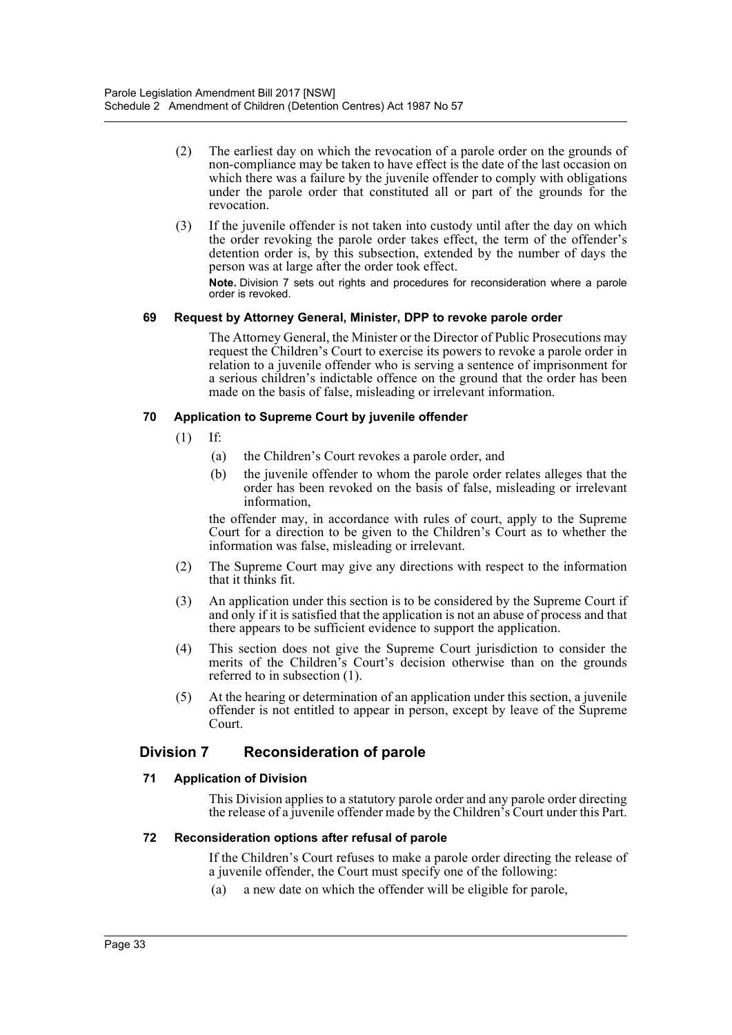(2) The earliest day on which the revocation of a parole order on the grounds of non-compliance may be taken to have effect is the date of the last occasion on which there was a failure by the juvenile offender to comply with obligations under the parole order that constituted all or part of the grounds for the revocation.

(3) If the juvenile offender is not taken into custody until after the day on which the order revoking the parole order takes effect, the term of the offender's detention order is, by this subsection, extended by the number of days the person was at large after the order took effect.

**Note.** Division 7 sets out rights and procedures for reconsideration where a parole order is revoked.

#### 69 Request by Attorney General, Minister, DPP to revoke parole order

The Attorney General, the Minister or the Director of Public Prosecutions may request the Children's Court to exercise its powers to revoke a parole order in relation to a juvenile offender who is serving a sentence of imprisonment for a serious children's indictable offence on the ground that the order has been made on the basis of false, misleading or irrelevant information.

#### 70 Application to Supreme Court by juvenile offender

(1) If:

(a) the Children's Court revokes a parole order, and

(b) the juvenile offender to whom the parole order relates alleges that the order has been revoked on the basis of false, misleading or irrelevant information,

the offender may, in accordance with rules of court, apply to the Supreme Court for a direction to be given to the Children's Court as to whether the information was false, misleading or irrelevant.

(2) The Supreme Court may give any directions with respect to the information that it thinks fit.

(3) An application under this section is to be considered by the Supreme Court if and only if it is satisfied that the application is not an abuse of process and that there appears to be sufficient evidence to support the application.

(4) This section does not give the Supreme Court jurisdiction to consider the merits of the Children's Court's decision otherwise than on the grounds referred to in subsection (1).

(5) At the hearing or determination of an application under this section, a juvenile offender is not entitled to appear in person, except by leave of the Supreme Court.

### Division 7 Reconsideration of parole

#### 71 Application of Division

This Division applies to a statutory parole order and any parole order directing the release of a juvenile offender made by the Children's Court under this Part.

#### 72 Reconsideration options after refusal of parole

If the Children's Court refuses to make a parole order directing the release of a juvenile offender, the Court must specify one of the following:

(a) a new date on which the offender will be eligible for parole,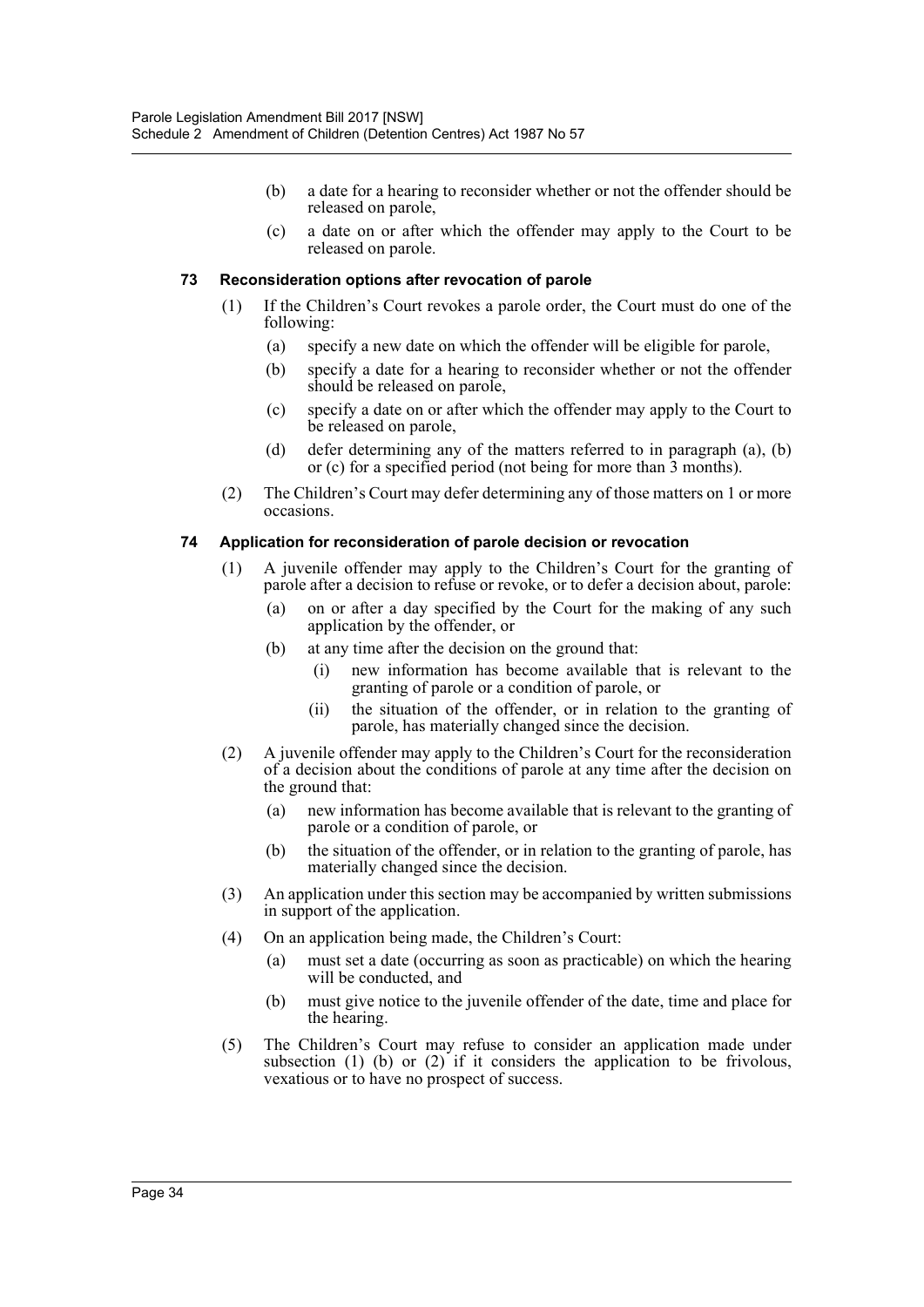(b) a date for a hearing to reconsider whether or not the offender should be released on parole,

(c) a date on or after which the offender may apply to the Court to be released on parole.

#### 73 Reconsideration options after revocation of parole

(1) If the Children's Court revokes a parole order, the Court must do one of the following:

(a) specify a new date on which the offender will be eligible for parole,

(b) specify a date for a hearing to reconsider whether or not the offender should be released on parole,

(c) specify a date on or after which the offender may apply to the Court to be released on parole,

(d) defer determining any of the matters referred to in paragraph (a), (b) or (c) for a specified period (not being for more than 3 months).

(2) The Children's Court may defer determining any of those matters on 1 or more occasions.

#### 74 Application for reconsideration of parole decision or revocation

(1) A juvenile offender may apply to the Children's Court for the granting of parole after a decision to refuse or revoke, or to defer a decision about, parole:

(a) on or after a day specified by the Court for the making of any such application by the offender, or

(b) at any time after the decision on the ground that:

(i) new information has become available that is relevant to the granting of parole or a condition of parole, or

(ii) the situation of the offender, or in relation to the granting of parole, has materially changed since the decision.

(2) A juvenile offender may apply to the Children's Court for the reconsideration of a decision about the conditions of parole at any time after the decision on the ground that:

(a) new information has become available that is relevant to the granting of parole or a condition of parole, or

(b) the situation of the offender, or in relation to the granting of parole, has materially changed since the decision.

(3) An application under this section may be accompanied by written submissions in support of the application.

(4) On an application being made, the Children's Court:

(a) must set a date (occurring as soon as practicable) on which the hearing will be conducted, and

(b) must give notice to the juvenile offender of the date, time and place for the hearing.

(5) The Children's Court may refuse to consider an application made under subsection (1) (b) or (2) if it considers the application to be frivolous, vexatious or to have no prospect of success.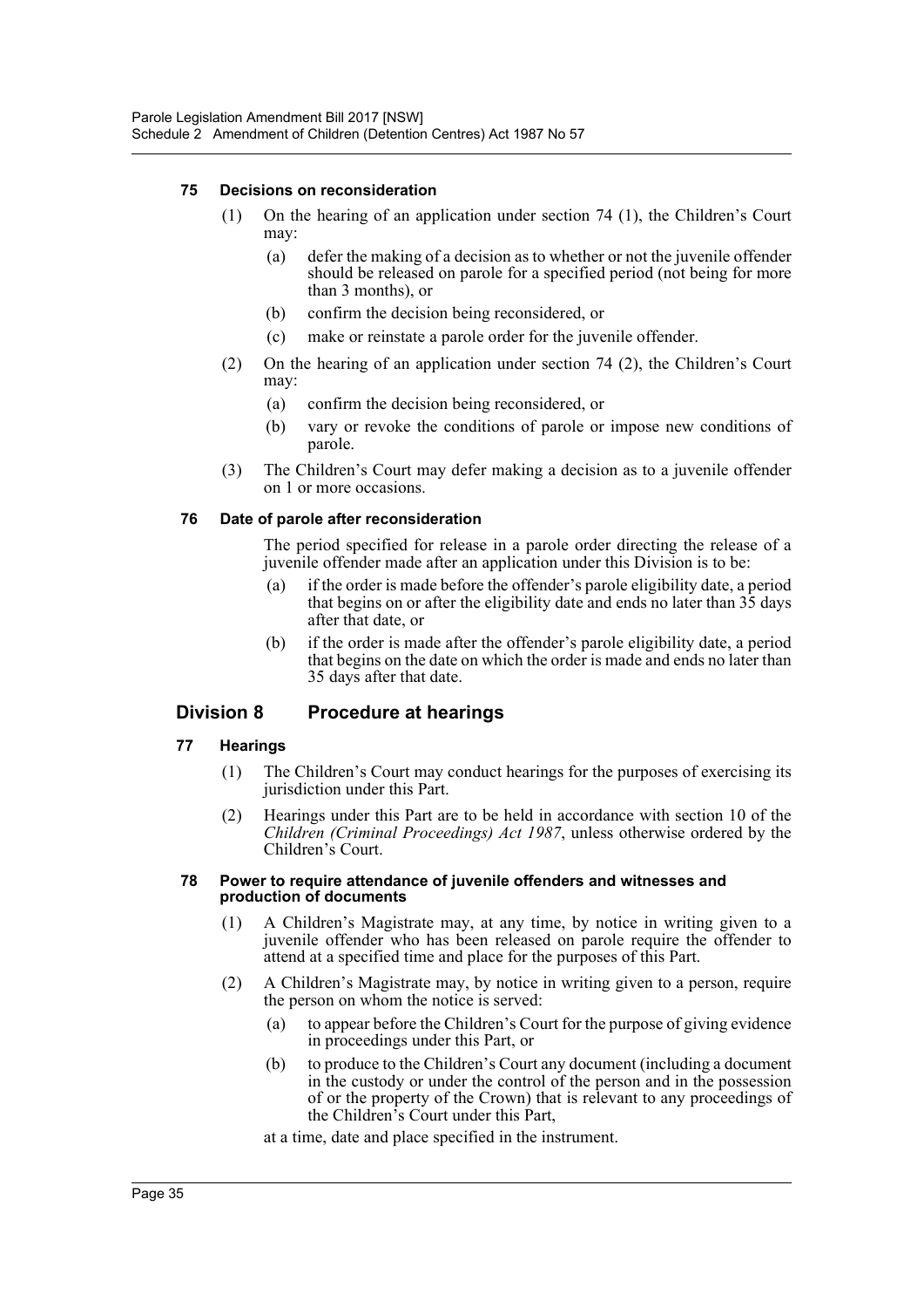#### 75 Decisions on reconsideration

(1) On the hearing of an application under section 74 (1), the Children's Court may:

(a) defer the making of a decision as to whether or not the juvenile offender should be released on parole for a specified period (not being for more than 3 months), or

(b) confirm the decision being reconsidered, or

(c) make or reinstate a parole order for the juvenile offender.

(2) On the hearing of an application under section 74 (2), the Children's Court may:

(a) confirm the decision being reconsidered, or

(b) vary or revoke the conditions of parole or impose new conditions of parole.

(3) The Children's Court may defer making a decision as to a juvenile offender on 1 or more occasions.

#### 76 Date of parole after reconsideration

The period specified for release in a parole order directing the release of a juvenile offender made after an application under this Division is to be:

(a) if the order is made before the offender's parole eligibility date, a period that begins on or after the eligibility date and ends no later than 35 days after that date, or

(b) if the order is made after the offender's parole eligibility date, a period that begins on the date on which the order is made and ends no later than 35 days after that date.

### Division 8 Procedure at hearings

#### 77 Hearings

(1) The Children's Court may conduct hearings for the purposes of exercising its jurisdiction under this Part.

(2) Hearings under this Part are to be held in accordance with section 10 of the *Children (Criminal Proceedings) Act 1987*, unless otherwise ordered by the Children's Court.

#### 78 Power to require attendance of juvenile offenders and witnesses and production of documents

(1) A Children's Magistrate may, at any time, by notice in writing given to a juvenile offender who has been released on parole require the offender to attend at a specified time and place for the purposes of this Part.

(2) A Children's Magistrate may, by notice in writing given to a person, require the person on whom the notice is served:

(a) to appear before the Children's Court for the purpose of giving evidence in proceedings under this Part, or

(b) to produce to the Children's Court any document (including a document in the custody or under the control of the person and in the possession of or the property of the Crown) that is relevant to any proceedings of the Children's Court under this Part,

at a time, date and place specified in the instrument.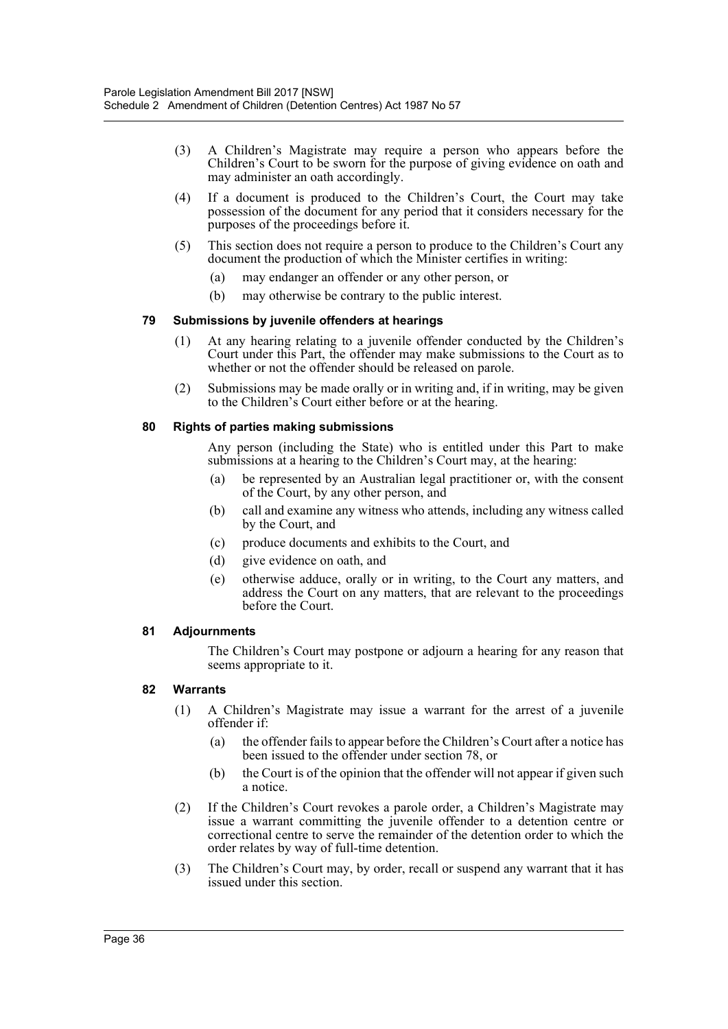(3) A Children's Magistrate may require a person who appears before the Children's Court to be sworn for the purpose of giving evidence on oath and may administer an oath accordingly.

(4) If a document is produced to the Children's Court, the Court may take possession of the document for any period that it considers necessary for the purposes of the proceedings before it.

(5) This section does not require a person to produce to the Children's Court any document the production of which the Minister certifies in writing:

(a) may endanger an offender or any other person, or

(b) may otherwise be contrary to the public interest.

#### 79 Submissions by juvenile offenders at hearings

(1) At any hearing relating to a juvenile offender conducted by the Children's Court under this Part, the offender may make submissions to the Court as to whether or not the offender should be released on parole.

(2) Submissions may be made orally or in writing and, if in writing, may be given to the Children's Court either before or at the hearing.

#### 80 Rights of parties making submissions

Any person (including the State) who is entitled under this Part to make submissions at a hearing to the Children's Court may, at the hearing:

(a) be represented by an Australian legal practitioner or, with the consent of the Court, by any other person, and

(b) call and examine any witness who attends, including any witness called by the Court, and

(c) produce documents and exhibits to the Court, and

(d) give evidence on oath, and

(e) otherwise adduce, orally or in writing, to the Court any matters, and address the Court on any matters, that are relevant to the proceedings before the Court.

#### 81 Adjournments

The Children's Court may postpone or adjourn a hearing for any reason that seems appropriate to it.

#### 82 Warrants

(1) A Children's Magistrate may issue a warrant for the arrest of a juvenile offender if:

(a) the offender fails to appear before the Children's Court after a notice has been issued to the offender under section 78, or

(b) the Court is of the opinion that the offender will not appear if given such a notice.

(2) If the Children's Court revokes a parole order, a Children's Magistrate may issue a warrant committing the juvenile offender to a detention centre or correctional centre to serve the remainder of the detention order to which the order relates by way of full-time detention.

(3) The Children's Court may, by order, recall or suspend any warrant that it has issued under this section.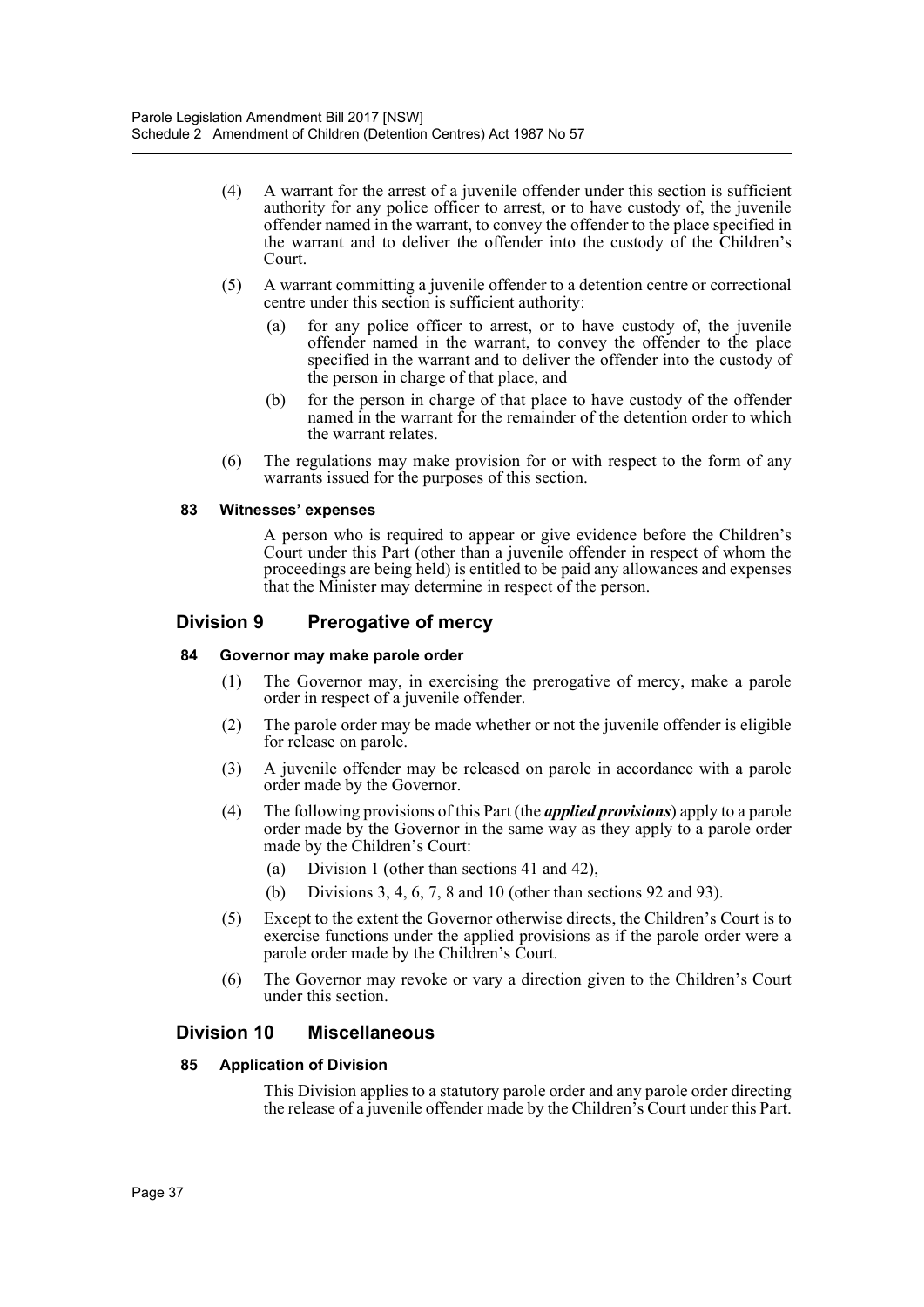(4) A warrant for the arrest of a juvenile offender under this section is sufficient authority for any police officer to arrest, or to have custody of, the juvenile offender named in the warrant, to convey the offender to the place specified in the warrant and to deliver the offender into the custody of the Children's Court.

(5) A warrant committing a juvenile offender to a detention centre or correctional centre under this section is sufficient authority:

(a) for any police officer to arrest, or to have custody of, the juvenile offender named in the warrant, to convey the offender to the place specified in the warrant and to deliver the offender into the custody of the person in charge of that place, and

(b) for the person in charge of that place to have custody of the offender named in the warrant for the remainder of the detention order to which the warrant relates.

(6) The regulations may make provision for or with respect to the form of any warrants issued for the purposes of this section.

#### 83 Witnesses' expenses

A person who is required to appear or give evidence before the Children's Court under this Part (other than a juvenile offender in respect of whom the proceedings are being held) is entitled to be paid any allowances and expenses that the Minister may determine in respect of the person.

### Division 9 Prerogative of mercy

#### 84 Governor may make parole order

(1) The Governor may, in exercising the prerogative of mercy, make a parole order in respect of a juvenile offender.

(2) The parole order may be made whether or not the juvenile offender is eligible for release on parole.

(3) A juvenile offender may be released on parole in accordance with a parole order made by the Governor.

(4) The following provisions of this Part (the ***applied provisions***) apply to a parole order made by the Governor in the same way as they apply to a parole order made by the Children's Court:

(a) Division 1 (other than sections 41 and 42),

(b) Divisions 3, 4, 6, 7, 8 and 10 (other than sections 92 and 93).

(5) Except to the extent the Governor otherwise directs, the Children's Court is to exercise functions under the applied provisions as if the parole order were a parole order made by the Children's Court.

(6) The Governor may revoke or vary a direction given to the Children's Court under this section.

### Division 10 Miscellaneous

#### 85 Application of Division

This Division applies to a statutory parole order and any parole order directing the release of a juvenile offender made by the Children's Court under this Part.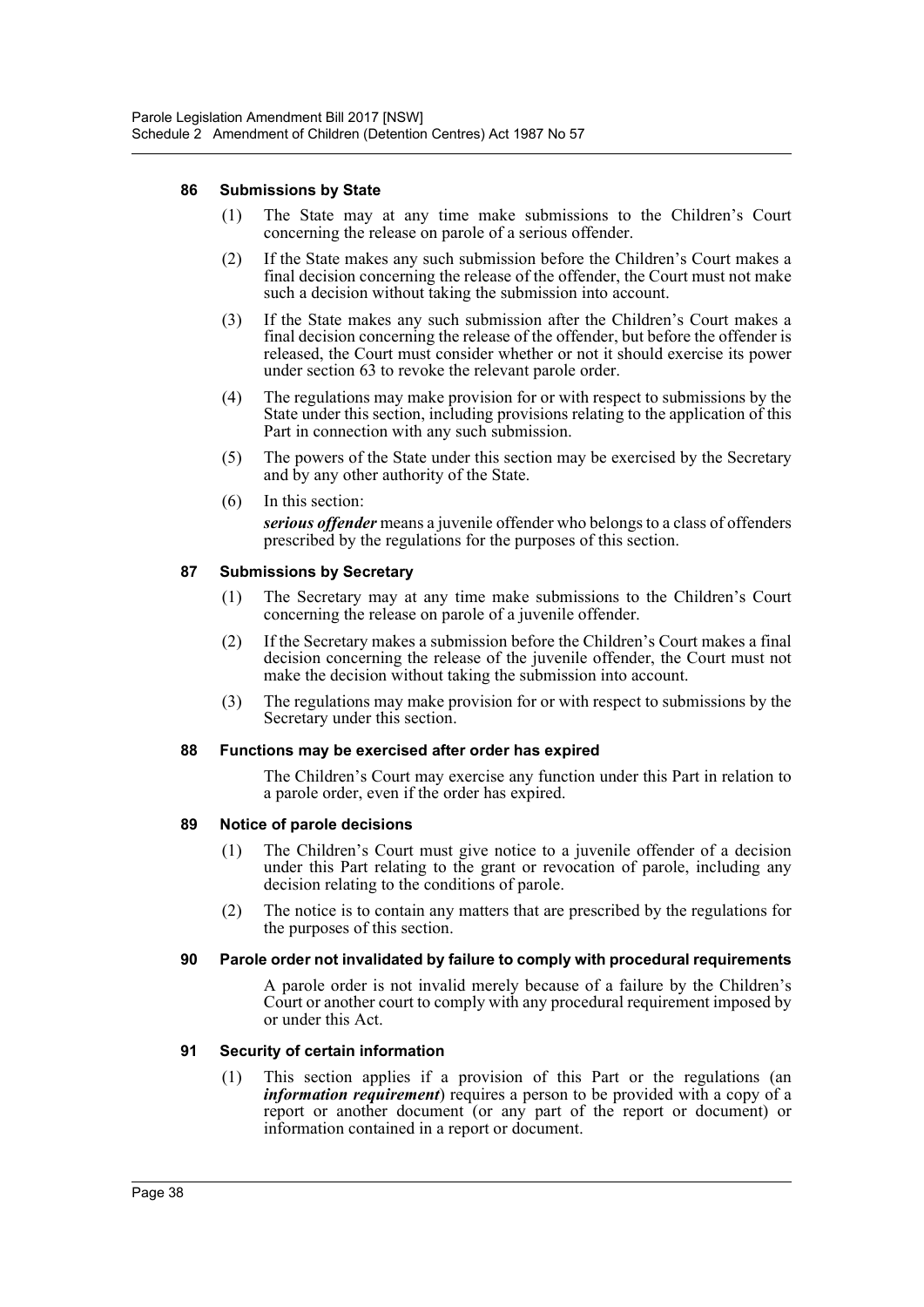### 86 Submissions by State

(1) The State may at any time make submissions to the Children's Court concerning the release on parole of a serious offender.

(2) If the State makes any such submission before the Children's Court makes a final decision concerning the release of the offender, the Court must not make such a decision without taking the submission into account.

(3) If the State makes any such submission after the Children's Court makes a final decision concerning the release of the offender, but before the offender is released, the Court must consider whether or not it should exercise its power under section 63 to revoke the relevant parole order.

(4) The regulations may make provision for or with respect to submissions by the State under this section, including provisions relating to the application of this Part in connection with any such submission.

(5) The powers of the State under this section may be exercised by the Secretary and by any other authority of the State.

(6) In this section:

***serious offender*** means a juvenile offender who belongs to a class of offenders prescribed by the regulations for the purposes of this section.

### 87 Submissions by Secretary

(1) The Secretary may at any time make submissions to the Children's Court concerning the release on parole of a juvenile offender.

(2) If the Secretary makes a submission before the Children's Court makes a final decision concerning the release of the juvenile offender, the Court must not make the decision without taking the submission into account.

(3) The regulations may make provision for or with respect to submissions by the Secretary under this section.

### 88 Functions may be exercised after order has expired

The Children's Court may exercise any function under this Part in relation to a parole order, even if the order has expired.

### 89 Notice of parole decisions

(1) The Children's Court must give notice to a juvenile offender of a decision under this Part relating to the grant or revocation of parole, including any decision relating to the conditions of parole.

(2) The notice is to contain any matters that are prescribed by the regulations for the purposes of this section.

### 90 Parole order not invalidated by failure to comply with procedural requirements

A parole order is not invalid merely because of a failure by the Children's Court or another court to comply with any procedural requirement imposed by or under this Act.

### 91 Security of certain information

(1) This section applies if a provision of this Part or the regulations (an ***information requirement***) requires a person to be provided with a copy of a report or another document (or any part of the report or document) or information contained in a report or document.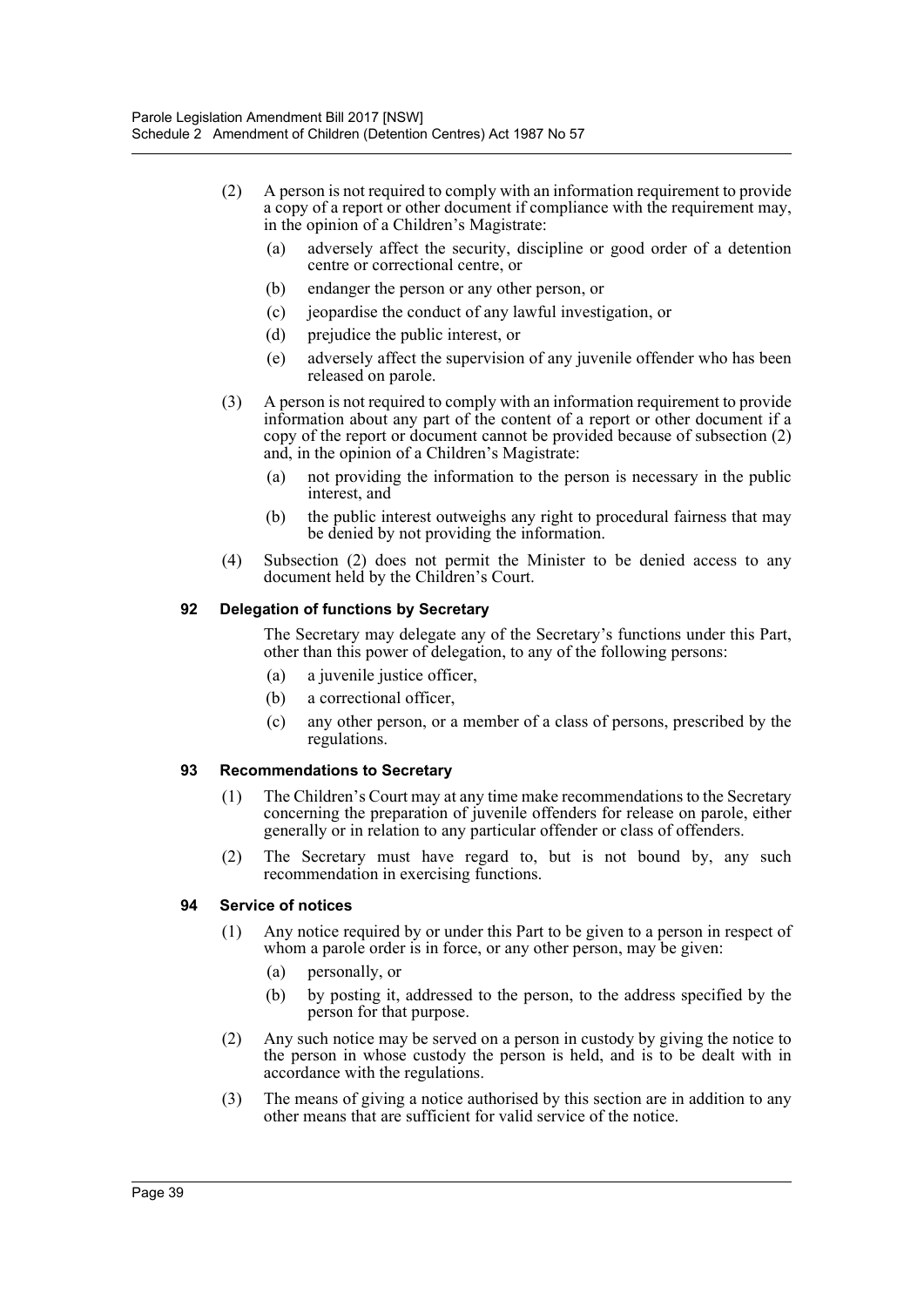(2) A person is not required to comply with an information requirement to provide a copy of a report or other document if compliance with the requirement may, in the opinion of a Children's Magistrate:

- (a) adversely affect the security, discipline or good order of a detention centre or correctional centre, or
- (b) endanger the person or any other person, or
- (c) jeopardise the conduct of any lawful investigation, or
- (d) prejudice the public interest, or
- (e) adversely affect the supervision of any juvenile offender who has been released on parole.

(3) A person is not required to comply with an information requirement to provide information about any part of the content of a report or other document if a copy of the report or document cannot be provided because of subsection (2) and, in the opinion of a Children's Magistrate:

- (a) not providing the information to the person is necessary in the public interest, and
- (b) the public interest outweighs any right to procedural fairness that may be denied by not providing the information.

(4) Subsection (2) does not permit the Minister to be denied access to any document held by the Children's Court.

#### 92 Delegation of functions by Secretary

The Secretary may delegate any of the Secretary's functions under this Part, other than this power of delegation, to any of the following persons:

- (a) a juvenile justice officer,
- (b) a correctional officer,
- (c) any other person, or a member of a class of persons, prescribed by the regulations.

#### 93 Recommendations to Secretary

(1) The Children's Court may at any time make recommendations to the Secretary concerning the preparation of juvenile offenders for release on parole, either generally or in relation to any particular offender or class of offenders.

(2) The Secretary must have regard to, but is not bound by, any such recommendation in exercising functions.

#### 94 Service of notices

(1) Any notice required by or under this Part to be given to a person in respect of whom a parole order is in force, or any other person, may be given:

- (a) personally, or
- (b) by posting it, addressed to the person, to the address specified by the person for that purpose.

(2) Any such notice may be served on a person in custody by giving the notice to the person in whose custody the person is held, and is to be dealt with in accordance with the regulations.

(3) The means of giving a notice authorised by this section are in addition to any other means that are sufficient for valid service of the notice.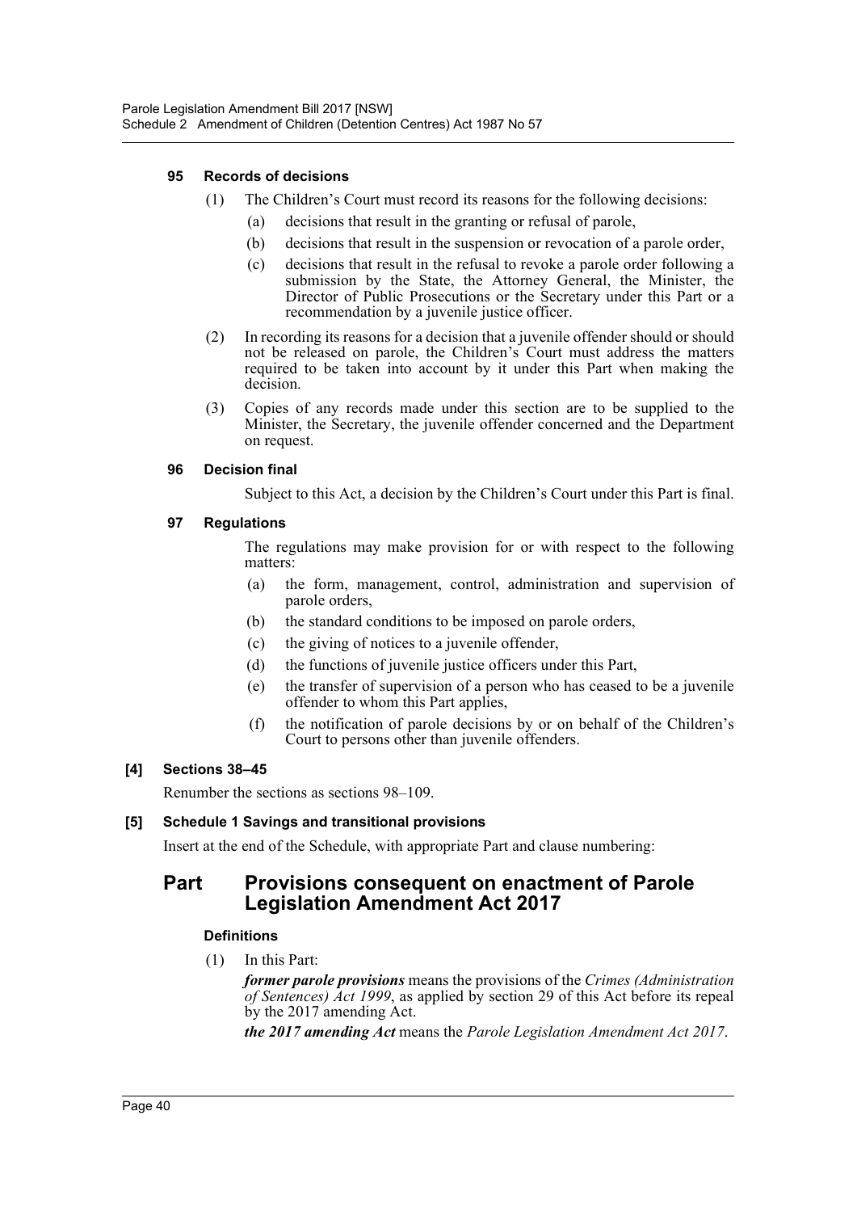#### 95 Records of decisions

(1) The Children's Court must record its reasons for the following decisions:

(a) decisions that result in the granting or refusal of parole,

(b) decisions that result in the suspension or revocation of a parole order,

(c) decisions that result in the refusal to revoke a parole order following a submission by the State, the Attorney General, the Minister, the Director of Public Prosecutions or the Secretary under this Part or a recommendation by a juvenile justice officer.

(2) In recording its reasons for a decision that a juvenile offender should or should not be released on parole, the Children's Court must address the matters required to be taken into account by it under this Part when making the decision.

(3) Copies of any records made under this section are to be supplied to the Minister, the Secretary, the juvenile offender concerned and the Department on request.

#### 96 Decision final

Subject to this Act, a decision by the Children's Court under this Part is final.

#### 97 Regulations

The regulations may make provision for or with respect to the following matters:

(a) the form, management, control, administration and supervision of parole orders,

(b) the standard conditions to be imposed on parole orders,

(c) the giving of notices to a juvenile offender,

(d) the functions of juvenile justice officers under this Part,

(e) the transfer of supervision of a person who has ceased to be a juvenile offender to whom this Part applies,

(f) the notification of parole decisions by or on behalf of the Children's Court to persons other than juvenile offenders.

### [4] Sections 38–45

Renumber the sections as sections 98–109.

### [5] Schedule 1 Savings and transitional provisions

Insert at the end of the Schedule, with appropriate Part and clause numbering:

## Part Provisions consequent on enactment of Parole Legislation Amendment Act 2017

#### Definitions

(1) In this Part:

***former parole provisions*** means the provisions of the *Crimes (Administration of Sentences) Act 1999*, as applied by section 29 of this Act before its repeal by the 2017 amending Act.

***the 2017 amending Act*** means the *Parole Legislation Amendment Act 2017*.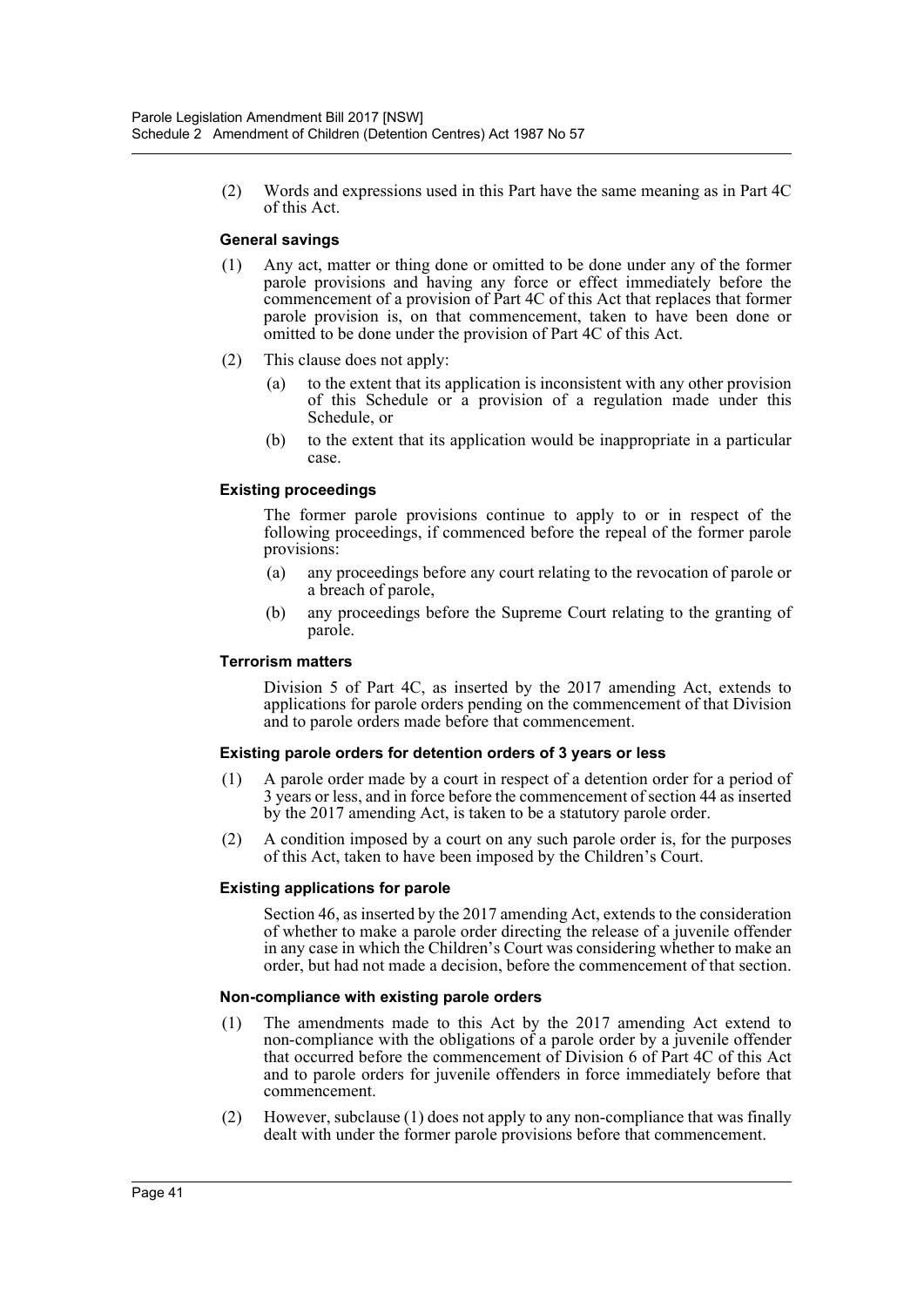(2) Words and expressions used in this Part have the same meaning as in Part 4C of this Act.

#### General savings

(1) Any act, matter or thing done or omitted to be done under any of the former parole provisions and having any force or effect immediately before the commencement of a provision of Part 4C of this Act that replaces that former parole provision is, on that commencement, taken to have been done or omitted to be done under the provision of Part 4C of this Act.

(2) This clause does not apply:

- (a) to the extent that its application is inconsistent with any other provision of this Schedule or a provision of a regulation made under this Schedule, or
- (b) to the extent that its application would be inappropriate in a particular case.

#### Existing proceedings

The former parole provisions continue to apply to or in respect of the following proceedings, if commenced before the repeal of the former parole provisions:

- (a) any proceedings before any court relating to the revocation of parole or a breach of parole,
- (b) any proceedings before the Supreme Court relating to the granting of parole.

#### Terrorism matters

Division 5 of Part 4C, as inserted by the 2017 amending Act, extends to applications for parole orders pending on the commencement of that Division and to parole orders made before that commencement.

#### Existing parole orders for detention orders of 3 years or less

(1) A parole order made by a court in respect of a detention order for a period of 3 years or less, and in force before the commencement of section 44 as inserted by the 2017 amending Act, is taken to be a statutory parole order.

(2) A condition imposed by a court on any such parole order is, for the purposes of this Act, taken to have been imposed by the Children's Court.

#### Existing applications for parole

Section 46, as inserted by the 2017 amending Act, extends to the consideration of whether to make a parole order directing the release of a juvenile offender in any case in which the Children's Court was considering whether to make an order, but had not made a decision, before the commencement of that section.

#### Non-compliance with existing parole orders

(1) The amendments made to this Act by the 2017 amending Act extend to non-compliance with the obligations of a parole order by a juvenile offender that occurred before the commencement of Division 6 of Part 4C of this Act and to parole orders for juvenile offenders in force immediately before that commencement.

(2) However, subclause (1) does not apply to any non-compliance that was finally dealt with under the former parole provisions before that commencement.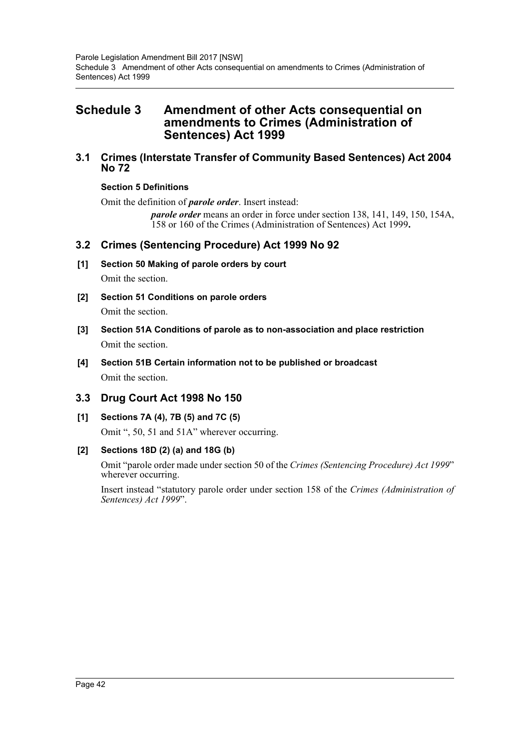# Schedule 3 Amendment of other Acts consequential on amendments to Crimes (Administration of Sentences) Act 1999

## 3.1 Crimes (Interstate Transfer of Community Based Sentences) Act 2004 No 72

**Section 5 Definitions**

Omit the definition of ***parole order***. Insert instead:

> ***parole order*** means an order in force under section 138, 141, 149, 150, 154A, 158 or 160 of the Crimes (Administration of Sentences) Act 1999**.**

## 3.2 Crimes (Sentencing Procedure) Act 1999 No 92

**[1] Section 50 Making of parole orders by court**

Omit the section.

**[2] Section 51 Conditions on parole orders**

Omit the section.

**[3] Section 51A Conditions of parole as to non-association and place restriction**

Omit the section.

**[4] Section 51B Certain information not to be published or broadcast**

Omit the section.

## 3.3 Drug Court Act 1998 No 150

**[1] Sections 7A (4), 7B (5) and 7C (5)**

Omit ", 50, 51 and 51A" wherever occurring.

**[2] Sections 18D (2) (a) and 18G (b)**

Omit "parole order made under section 50 of the *Crimes (Sentencing Procedure) Act 1999*" wherever occurring.

Insert instead "statutory parole order under section 158 of the *Crimes (Administration of Sentences) Act 1999*".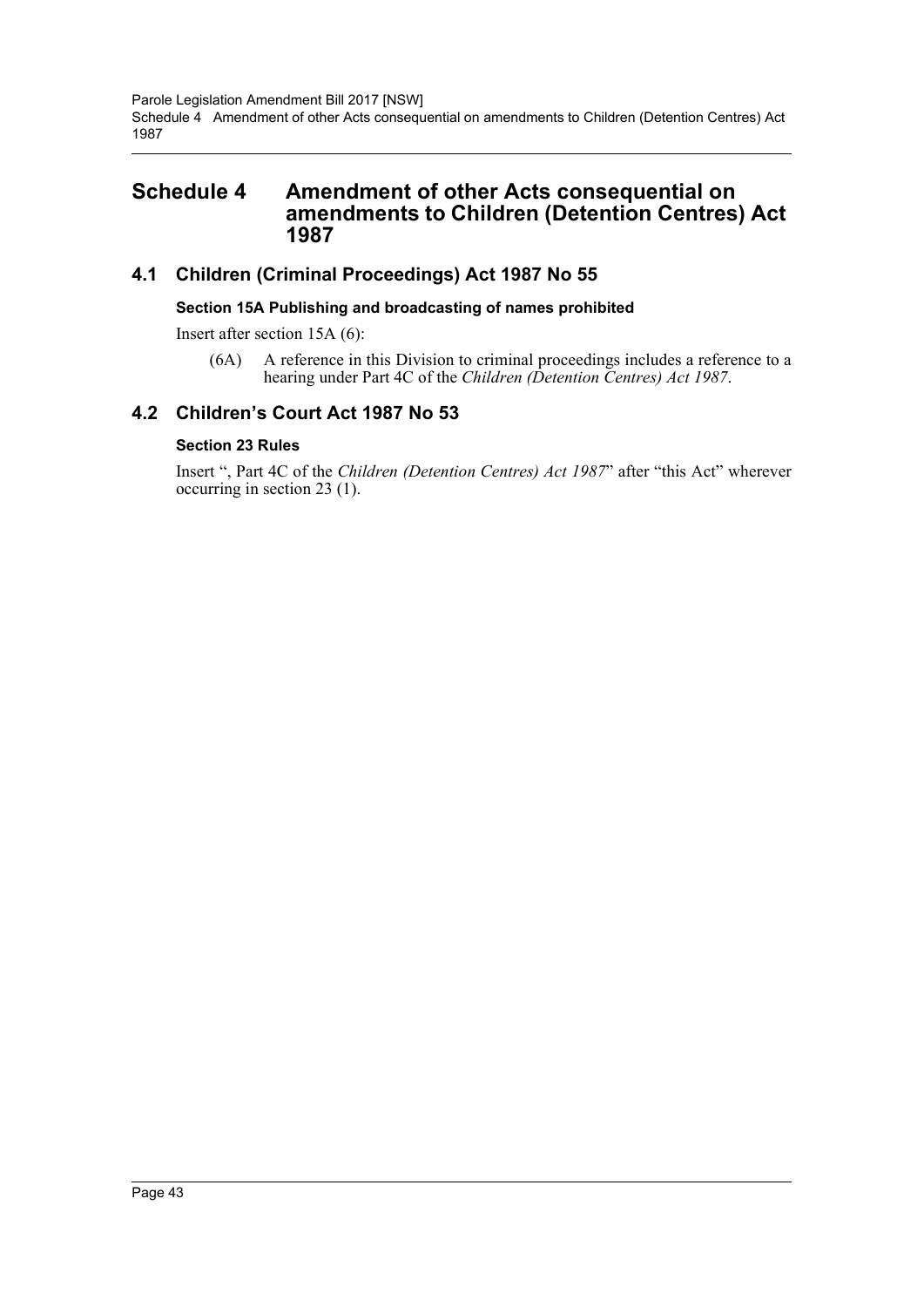# Schedule 4 Amendment of other Acts consequential on amendments to Children (Detention Centres) Act 1987

## 4.1 Children (Criminal Proceedings) Act 1987 No 55

### Section 15A Publishing and broadcasting of names prohibited

Insert after section 15A (6):

(6A) A reference in this Division to criminal proceedings includes a reference to a hearing under Part 4C of the *Children (Detention Centres) Act 1987*.

## 4.2 Children's Court Act 1987 No 53

### Section 23 Rules

Insert ", Part 4C of the *Children (Detention Centres) Act 1987*" after "this Act" wherever occurring in section 23 (1).